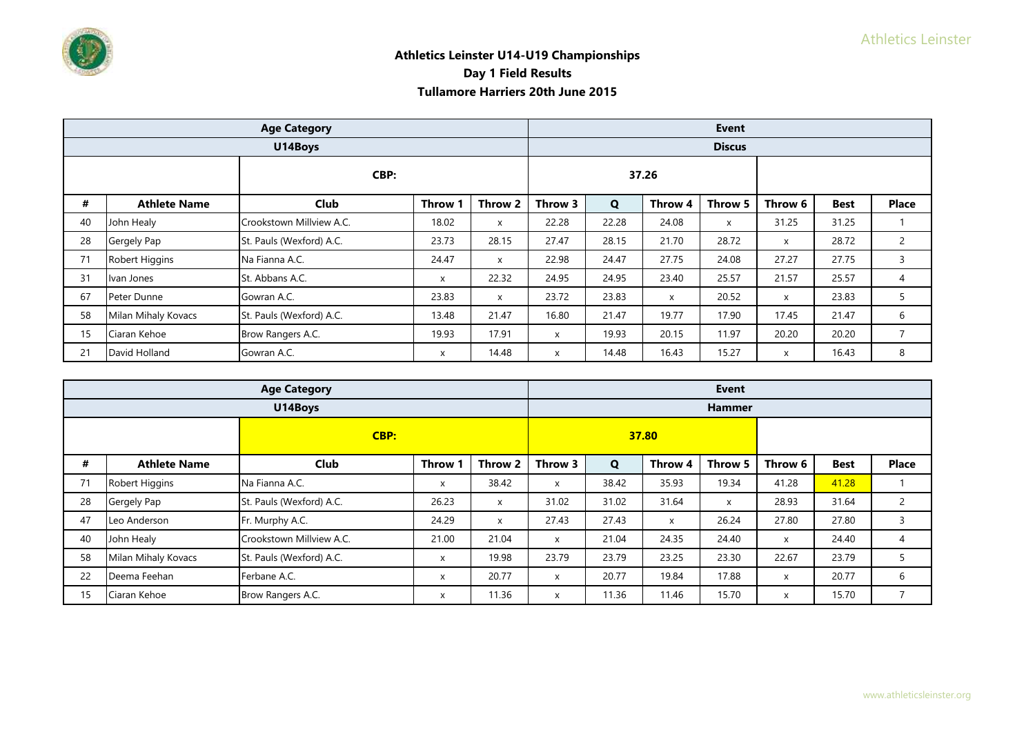**Athletics Leinster U14-U19 Championships**
**Day 1 Field Results**
**Tullamore Harriers 20th June 2015**

| Age Category | | | | | Event | | | | | |
|---|---|---|---|---|---|---|---|---|---|---|
| U14Boys | | | | | Discus | | | | | |
| | | CBP: | | | 37.26 | | | | | |
| # | Athlete Name | Club | Throw 1 | Throw 2 | Throw 3 | Q | Throw 4 | Throw 5 | Throw 6 | Best | Place |
| 40 | John Healy | Crookstown Millview A.C. | 18.02 | x | 22.28 | 22.28 | 24.08 | x | 31.25 | 31.25 | 1 |
| 28 | Gergely Pap | St. Pauls (Wexford) A.C. | 23.73 | 28.15 | 27.47 | 28.15 | 21.70 | 28.72 | x | 28.72 | 2 |
| 71 | Robert Higgins | Na Fianna A.C. | 24.47 | x | 22.98 | 24.47 | 27.75 | 24.08 | 27.27 | 27.75 | 3 |
| 31 | Ivan Jones | St. Abbans A.C. | x | 22.32 | 24.95 | 24.95 | 23.40 | 25.57 | 21.57 | 25.57 | 4 |
| 67 | Peter Dunne | Gowran A.C. | 23.83 | x | 23.72 | 23.83 | x | 20.52 | x | 23.83 | 5 |
| 58 | Milan Mihaly Kovacs | St. Pauls (Wexford) A.C. | 13.48 | 21.47 | 16.80 | 21.47 | 19.77 | 17.90 | 17.45 | 21.47 | 6 |
| 15 | Ciaran Kehoe | Brow Rangers A.C. | 19.93 | 17.91 | x | 19.93 | 20.15 | 11.97 | 20.20 | 20.20 | 7 |
| 21 | David Holland | Gowran A.C. | x | 14.48 | x | 14.48 | 16.43 | 15.27 | x | 16.43 | 8 |

| Age Category | | | | | Event | | | | | |
|---|---|---|---|---|---|---|---|---|---|---|
| U14Boys | | | | | Hammer | | | | | |
| | | CBP: | | | 37.80 | | | | | |
| # | Athlete Name | Club | Throw 1 | Throw 2 | Throw 3 | Q | Throw 4 | Throw 5 | Throw 6 | Best | Place |
| 71 | Robert Higgins | Na Fianna A.C. | x | 38.42 | x | 38.42 | 35.93 | 19.34 | 41.28 | 41.28 | 1 |
| 28 | Gergely Pap | St. Pauls (Wexford) A.C. | 26.23 | x | 31.02 | 31.02 | 31.64 | x | 28.93 | 31.64 | 2 |
| 47 | Leo Anderson | Fr. Murphy A.C. | 24.29 | x | 27.43 | 27.43 | x | 26.24 | 27.80 | 27.80 | 3 |
| 40 | John Healy | Crookstown Millview A.C. | 21.00 | 21.04 | x | 21.04 | 24.35 | 24.40 | x | 24.40 | 4 |
| 58 | Milan Mihaly Kovacs | St. Pauls (Wexford) A.C. | x | 19.98 | 23.79 | 23.79 | 23.25 | 23.30 | 22.67 | 23.79 | 5 |
| 22 | Deema Feehan | Ferbane A.C. | x | 20.77 | x | 20.77 | 19.84 | 17.88 | x | 20.77 | 6 |
| 15 | Ciaran Kehoe | Brow Rangers A.C. | x | 11.36 | x | 11.36 | 11.46 | 15.70 | x | 15.70 | 7 |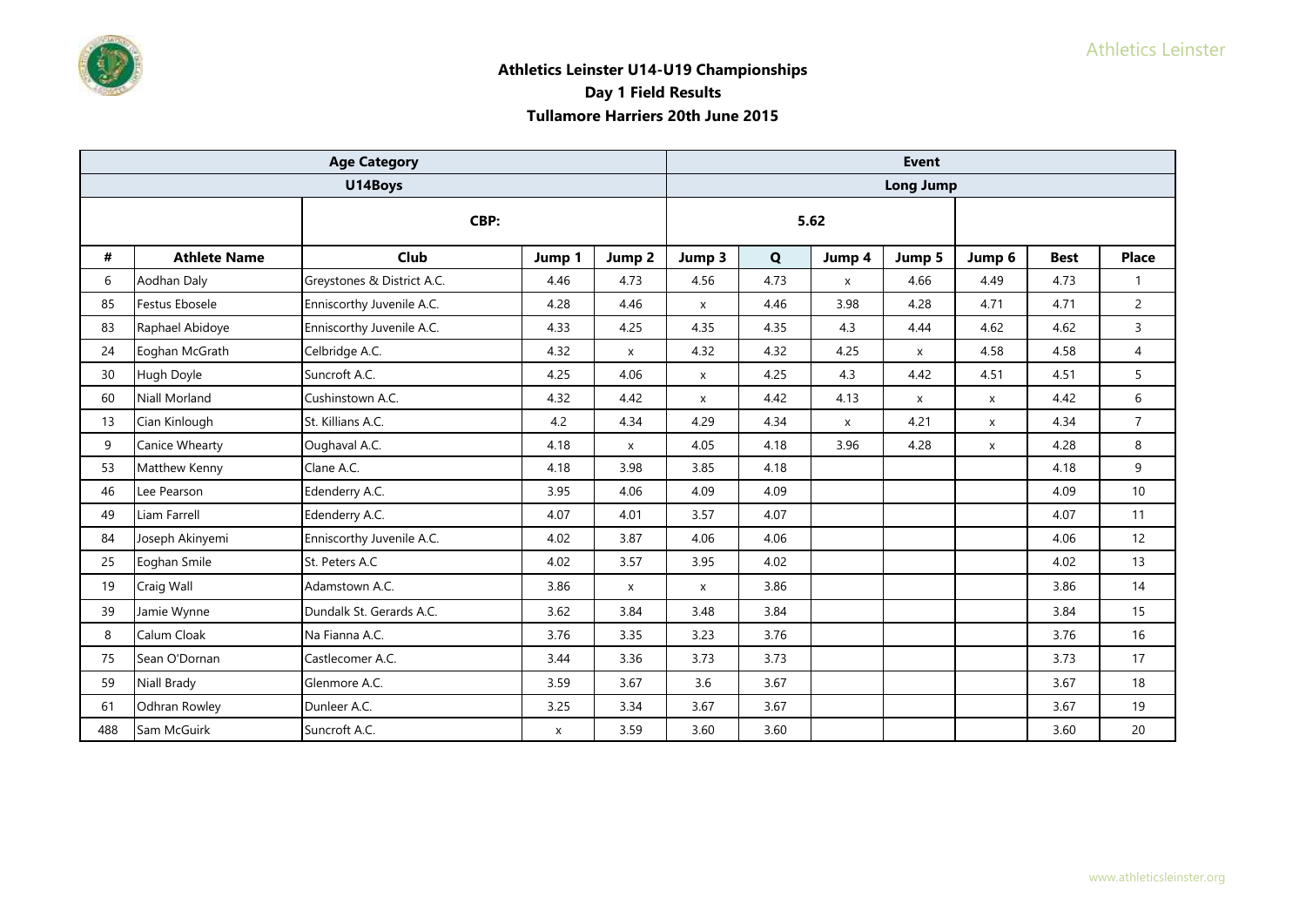**Athletics Leinster U14-U19 Championships**

**Day 1 Field Results**

**Tullamore Harriers 20th June 2015**

| Age Category | | | | | Event | | | | | | |
|---|---|---|---|---|---|---|---|---|---|---|---|
| U14Boys | | | | | Long Jump | | | | | | |
| | | CBP: | | | 5.62 | | | | | | |
| # | Athlete Name | Club | Jump 1 | Jump 2 | Jump 3 | Q | Jump 4 | Jump 5 | Jump 6 | Best | Place |
| 6 | Aodhan Daly | Greystones & District A.C. | 4.46 | 4.73 | 4.56 | 4.73 | x | 4.66 | 4.49 | 4.73 | 1 |
| 85 | Festus Ebosele | Enniscorthy Juvenile A.C. | 4.28 | 4.46 | x | 4.46 | 3.98 | 4.28 | 4.71 | 4.71 | 2 |
| 83 | Raphael Abidoye | Enniscorthy Juvenile A.C. | 4.33 | 4.25 | 4.35 | 4.35 | 4.3 | 4.44 | 4.62 | 4.62 | 3 |
| 24 | Eoghan McGrath | Celbridge A.C. | 4.32 | x | 4.32 | 4.32 | 4.25 | x | 4.58 | 4.58 | 4 |
| 30 | Hugh Doyle | Suncroft A.C. | 4.25 | 4.06 | x | 4.25 | 4.3 | 4.42 | 4.51 | 4.51 | 5 |
| 60 | Niall Morland | Cushinstown A.C. | 4.32 | 4.42 | x | 4.42 | 4.13 | x | x | 4.42 | 6 |
| 13 | Cian Kinlough | St. Killians A.C. | 4.2 | 4.34 | 4.29 | 4.34 | x | 4.21 | x | 4.34 | 7 |
| 9 | Canice Whearty | Oughaval A.C. | 4.18 | x | 4.05 | 4.18 | 3.96 | 4.28 | x | 4.28 | 8 |
| 53 | Matthew Kenny | Clane A.C. | 4.18 | 3.98 | 3.85 | 4.18 | | | | 4.18 | 9 |
| 46 | Lee Pearson | Edenderry A.C. | 3.95 | 4.06 | 4.09 | 4.09 | | | | 4.09 | 10 |
| 49 | Liam Farrell | Edenderry A.C. | 4.07 | 4.01 | 3.57 | 4.07 | | | | 4.07 | 11 |
| 84 | Joseph Akinyemi | Enniscorthy Juvenile A.C. | 4.02 | 3.87 | 4.06 | 4.06 | | | | 4.06 | 12 |
| 25 | Eoghan Smile | St. Peters A.C | 4.02 | 3.57 | 3.95 | 4.02 | | | | 4.02 | 13 |
| 19 | Craig Wall | Adamstown A.C. | 3.86 | x | x | 3.86 | | | | 3.86 | 14 |
| 39 | Jamie Wynne | Dundalk St. Gerards A.C. | 3.62 | 3.84 | 3.48 | 3.84 | | | | 3.84 | 15 |
| 8 | Calum Cloak | Na Fianna A.C. | 3.76 | 3.35 | 3.23 | 3.76 | | | | 3.76 | 16 |
| 75 | Sean O'Dornan | Castlecomer A.C. | 3.44 | 3.36 | 3.73 | 3.73 | | | | 3.73 | 17 |
| 59 | Niall Brady | Glenmore A.C. | 3.59 | 3.67 | 3.6 | 3.67 | | | | 3.67 | 18 |
| 61 | Odhran Rowley | Dunleer A.C. | 3.25 | 3.34 | 3.67 | 3.67 | | | | 3.67 | 19 |
| 488 | Sam McGuirk | Suncroft A.C. | x | 3.59 | 3.60 | 3.60 | | | | 3.60 | 20 |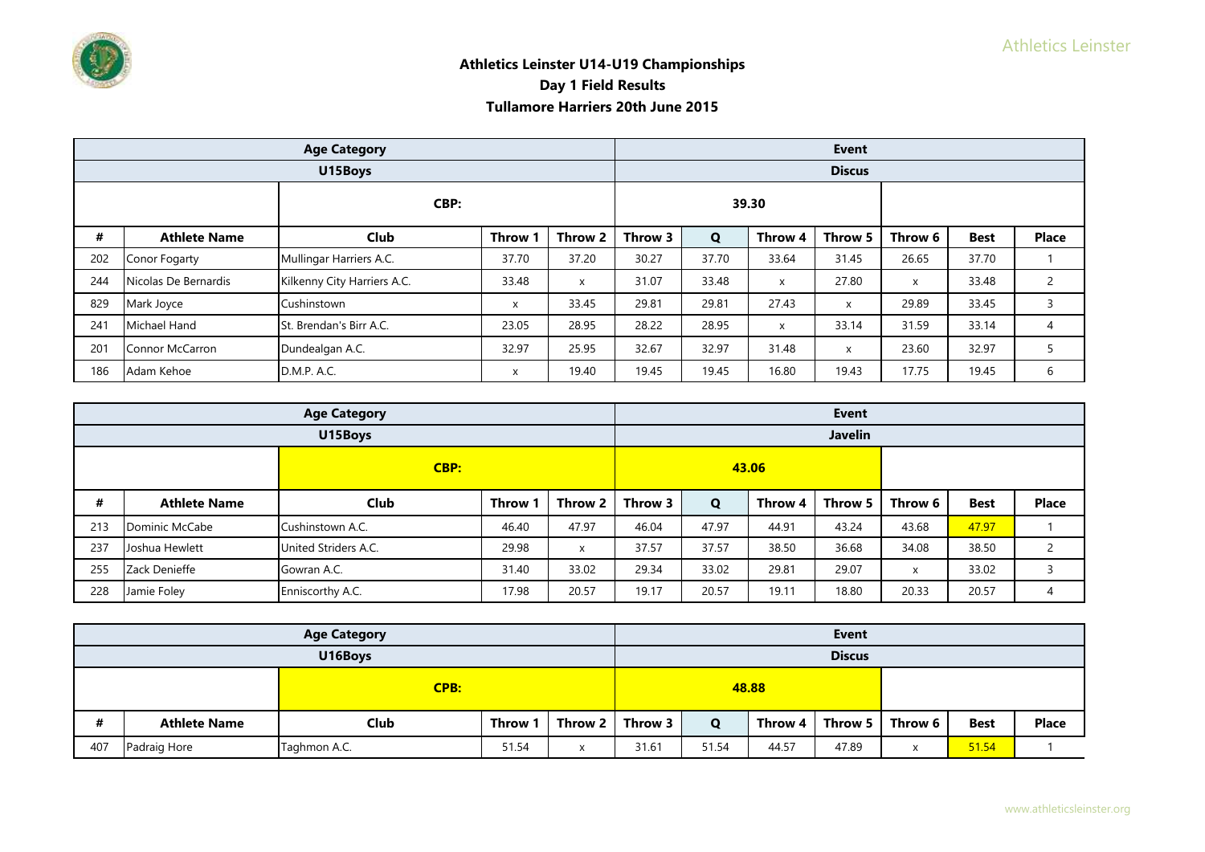**Athletics Leinster U14-U19 Championships**
**Day 1 Field Results**
**Tullamore Harriers 20th June 2015**

| Age Category | | | | | Event | | | | | | |
|---|---|---|---|---|---|---|---|---|---|---|---|
| U15Boys | | | | | Discus | | | | | | |
| | | CBP: | | | 39.30 | | | | | | |
| # | Athlete Name | Club | Throw 1 | Throw 2 | Throw 3 | Q | Throw 4 | Throw 5 | Throw 6 | Best | Place |
| 202 | Conor Fogarty | Mullingar Harriers A.C. | 37.70 | 37.20 | 30.27 | 37.70 | 33.64 | 31.45 | 26.65 | 37.70 | 1 |
| 244 | Nicolas De Bernardis | Kilkenny City Harriers A.C. | 33.48 | x | 31.07 | 33.48 | x | 27.80 | x | 33.48 | 2 |
| 829 | Mark Joyce | Cushinstown | x | 33.45 | 29.81 | 29.81 | 27.43 | x | 29.89 | 33.45 | 3 |
| 241 | Michael Hand | St. Brendan's Birr A.C. | 23.05 | 28.95 | 28.22 | 28.95 | x | 33.14 | 31.59 | 33.14 | 4 |
| 201 | Connor McCarron | Dundealgan A.C. | 32.97 | 25.95 | 32.67 | 32.97 | 31.48 | x | 23.60 | 32.97 | 5 |
| 186 | Adam Kehoe | D.M.P. A.C. | x | 19.40 | 19.45 | 19.45 | 16.80 | 19.43 | 17.75 | 19.45 | 6 |

| Age Category | | | | | Event | | | | | | |
|---|---|---|---|---|---|---|---|---|---|---|---|
| U15Boys | | | | | Javelin | | | | | | |
| | | CBP: | | | 43.06 | | | | | | |
| # | Athlete Name | Club | Throw 1 | Throw 2 | Throw 3 | Q | Throw 4 | Throw 5 | Throw 6 | Best | Place |
| 213 | Dominic McCabe | Cushinstown A.C. | 46.40 | 47.97 | 46.04 | 47.97 | 44.91 | 43.24 | 43.68 | 47.97 | 1 |
| 237 | Joshua Hewlett | United Striders A.C. | 29.98 | x | 37.57 | 37.57 | 38.50 | 36.68 | 34.08 | 38.50 | 2 |
| 255 | Zack Denieffe | Gowran A.C. | 31.40 | 33.02 | 29.34 | 33.02 | 29.81 | 29.07 | x | 33.02 | 3 |
| 228 | Jamie Foley | Enniscorthy A.C. | 17.98 | 20.57 | 19.17 | 20.57 | 19.11 | 18.80 | 20.33 | 20.57 | 4 |

| Age Category | | | | | Event | | | | | | |
|---|---|---|---|---|---|---|---|---|---|---|---|
| U16Boys | | | | | Discus | | | | | | |
| | | CPB: | | | 48.88 | | | | | | |
| # | Athlete Name | Club | Throw 1 | Throw 2 | Throw 3 | Q | Throw 4 | Throw 5 | Throw 6 | Best | Place |
| 407 | Padraig Hore | Taghmon A.C. | 51.54 | x | 31.61 | 51.54 | 44.57 | 47.89 | x | 51.54 | 1 |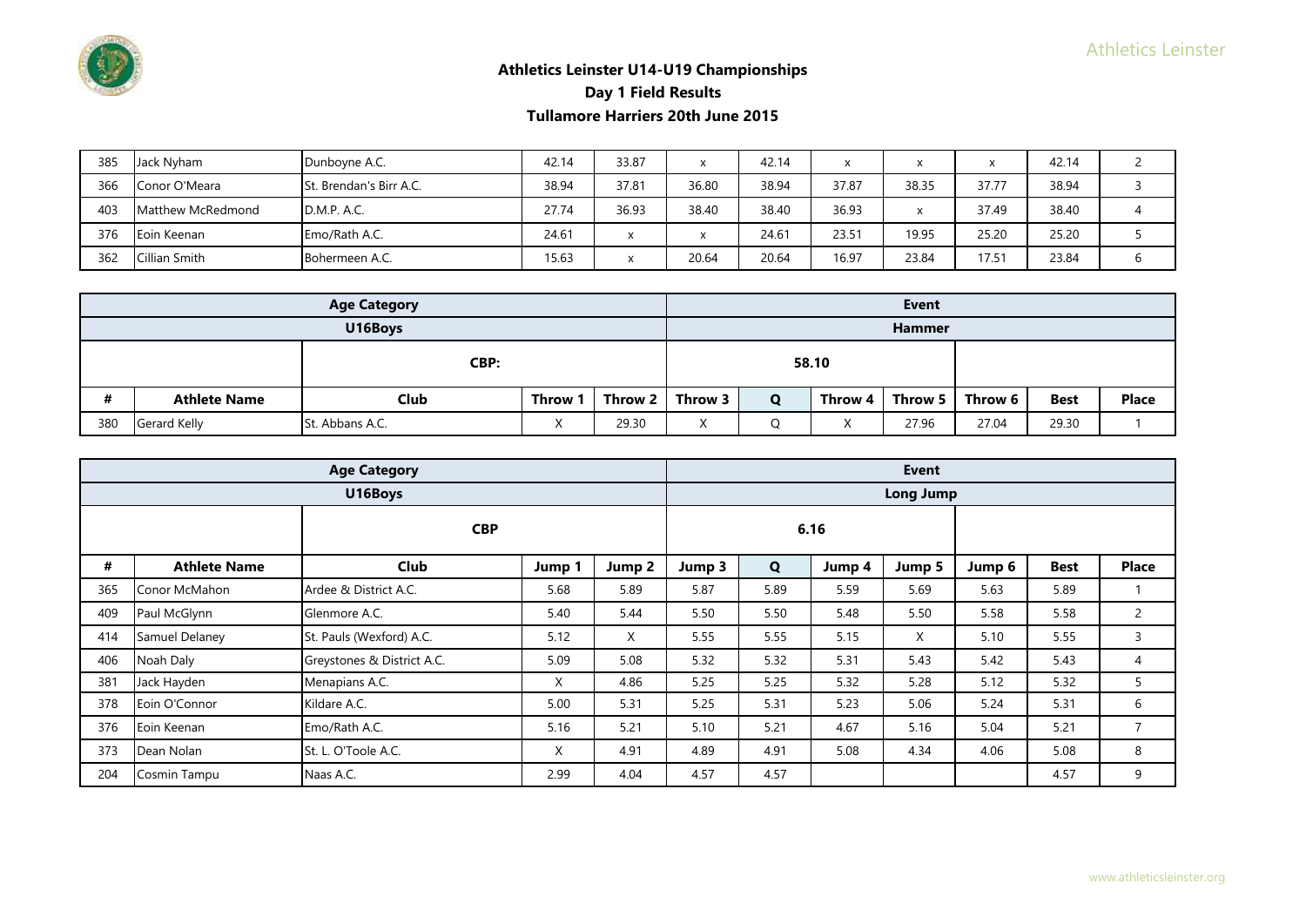## Athletics Leinster U14-U19 Championships
### Day 1 Field Results
### Tullamore Harriers 20th June 2015

| 385 | Jack Nyham | Dunboyne A.C. | 42.14 | 33.87 | x | 42.14 | x | x | x | 42.14 | 2 |
|---|---|---|---|---|---|---|---|---|---|---|---|
| 366 | Conor O'Meara | St. Brendan's Birr A.C. | 38.94 | 37.81 | 36.80 | 38.94 | 37.87 | 38.35 | 37.77 | 38.94 | 3 |
| 403 | Matthew McRedmond | D.M.P. A.C. | 27.74 | 36.93 | 38.40 | 38.40 | 36.93 | x | 37.49 | 38.40 | 4 |
| 376 | Eoin Keenan | Emo/Rath A.C. | 24.61 | x | x | 24.61 | 23.51 | 19.95 | 25.20 | 25.20 | 5 |
| 362 | Cillian Smith | Bohermeen A.C. | 15.63 | x | 20.64 | 20.64 | 16.97 | 23.84 | 17.51 | 23.84 | 6 |

| Age Category | | | | | Event | | | | | |
|---|---|---|---|---|---|---|---|---|---|---|
| U16Boys | | | | | Hammer | | | | | |
| | CBP: | | | | 58.10 | | | | | |
| # | Athlete Name | Club | Throw 1 | Throw 2 | Throw 3 | Q | Throw 4 | Throw 5 | Throw 6 | Best | Place |
| 380 | Gerard Kelly | St. Abbans A.C. | X | 29.30 | X | Q | X | 27.96 | 27.04 | 29.30 | 1 |

| Age Category | | | | | Event | | | | | |
|---|---|---|---|---|---|---|---|---|---|---|
| U16Boys | | | | | Long Jump | | | | | |
| | CBP | | | | 6.16 | | | | | |
| # | Athlete Name | Club | Jump 1 | Jump 2 | Jump 3 | Q | Jump 4 | Jump 5 | Jump 6 | Best | Place |
| 365 | Conor McMahon | Ardee & District A.C. | 5.68 | 5.89 | 5.87 | 5.89 | 5.59 | 5.69 | 5.63 | 5.89 | 1 |
| 409 | Paul McGlynn | Glenmore A.C. | 5.40 | 5.44 | 5.50 | 5.50 | 5.48 | 5.50 | 5.58 | 5.58 | 2 |
| 414 | Samuel Delaney | St. Pauls (Wexford) A.C. | 5.12 | X | 5.55 | 5.55 | 5.15 | X | 5.10 | 5.55 | 3 |
| 406 | Noah Daly | Greystones & District A.C. | 5.09 | 5.08 | 5.32 | 5.32 | 5.31 | 5.43 | 5.42 | 5.43 | 4 |
| 381 | Jack Hayden | Menapians A.C. | X | 4.86 | 5.25 | 5.25 | 5.32 | 5.28 | 5.12 | 5.32 | 5 |
| 378 | Eoin O'Connor | Kildare A.C. | 5.00 | 5.31 | 5.25 | 5.31 | 5.23 | 5.06 | 5.24 | 5.31 | 6 |
| 376 | Eoin Keenan | Emo/Rath A.C. | 5.16 | 5.21 | 5.10 | 5.21 | 4.67 | 5.16 | 5.04 | 5.21 | 7 |
| 373 | Dean Nolan | St. L. O'Toole A.C. | X | 4.91 | 4.89 | 4.91 | 5.08 | 4.34 | 4.06 | 5.08 | 8 |
| 204 | Cosmin Tampu | Naas A.C. | 2.99 | 4.04 | 4.57 | 4.57 | | | | 4.57 | 9 |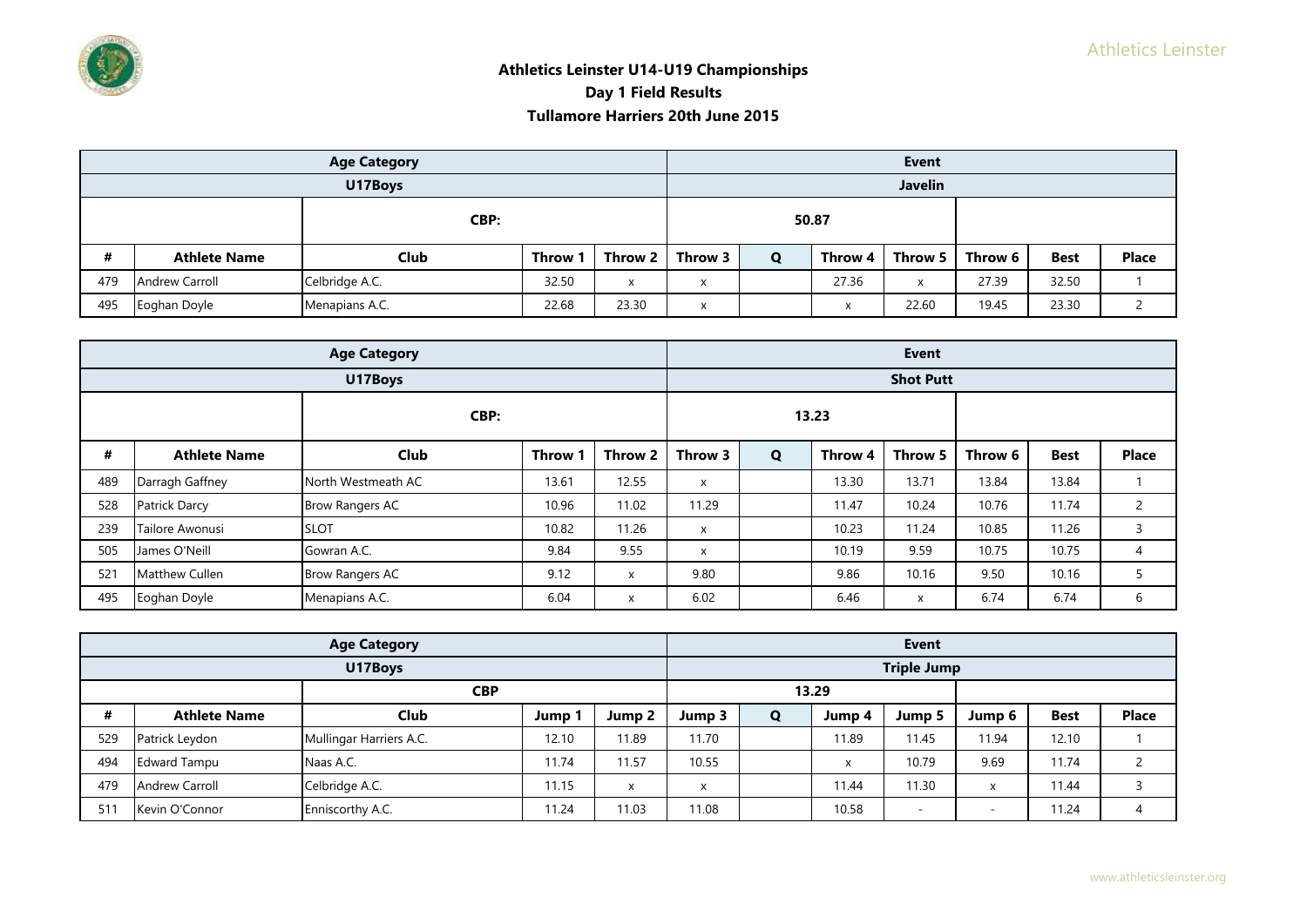**Athletics Leinster U14-U19 Championships**
**Day 1 Field Results**
**Tullamore Harriers 20th June 2015**

| Age Category | | | | | Event | | | | | |
|---|---|---|---|---|---|---|---|---|---|---|
| U17Boys | | | | | Javelin | | | | | |
| | | CBP: | | | 50.87 | | | | | |
| # | Athlete Name | Club | Throw 1 | Throw 2 | Throw 3 | Q | Throw 4 | Throw 5 | Throw 6 | Best | Place |
| 479 | Andrew Carroll | Celbridge A.C. | 32.50 | x | x | | 27.36 | x | 27.39 | 32.50 | 1 |
| 495 | Eoghan Doyle | Menapians A.C. | 22.68 | 23.30 | x | | x | 22.60 | 19.45 | 23.30 | 2 |

| Age Category | | | | | Event | | | | | | |
|---|---|---|---|---|---|---|---|---|---|---|---|
| U17Boys | | | | | Shot Putt | | | | | | |
| | | CBP: | | | 13.23 | | | | | | |
| # | Athlete Name | Club | Throw 1 | Throw 2 | Throw 3 | Q | Throw 4 | Throw 5 | Throw 6 | Best | Place |
| 489 | Darragh Gaffney | North Westmeath AC | 13.61 | 12.55 | x | | 13.30 | 13.71 | 13.84 | 13.84 | 1 |
| 528 | Patrick Darcy | Brow Rangers AC | 10.96 | 11.02 | 11.29 | | 11.47 | 10.24 | 10.76 | 11.74 | 2 |
| 239 | Tailore Awonusi | SLOT | 10.82 | 11.26 | x | | 10.23 | 11.24 | 10.85 | 11.26 | 3 |
| 505 | James O'Neill | Gowran A.C. | 9.84 | 9.55 | x | | 10.19 | 9.59 | 10.75 | 10.75 | 4 |
| 521 | Matthew Cullen | Brow Rangers AC | 9.12 | x | 9.80 | | 9.86 | 10.16 | 9.50 | 10.16 | 5 |
| 495 | Eoghan Doyle | Menapians A.C. | 6.04 | x | 6.02 | | 6.46 | x | 6.74 | 6.74 | 6 |

| Age Category | | | | | Event | | | | | | |
|---|---|---|---|---|---|---|---|---|---|---|---|
| U17Boys | | | | | Triple Jump | | | | | | |
| | | CBP | | | 13.29 | | | | | | |
| # | Athlete Name | Club | Jump 1 | Jump 2 | Jump 3 | Q | Jump 4 | Jump 5 | Jump 6 | Best | Place |
| 529 | Patrick Leydon | Mullingar Harriers A.C. | 12.10 | 11.89 | 11.70 | | 11.89 | 11.45 | 11.94 | 12.10 | 1 |
| 494 | Edward Tampu | Naas A.C. | 11.74 | 11.57 | 10.55 | | x | 10.79 | 9.69 | 11.74 | 2 |
| 479 | Andrew Carroll | Celbridge A.C. | 11.15 | x | x | | 11.44 | 11.30 | x | 11.44 | 3 |
| 511 | Kevin O'Connor | Enniscorthy A.C. | 11.24 | 11.03 | 11.08 | | 10.58 | - | - | 11.24 | 4 |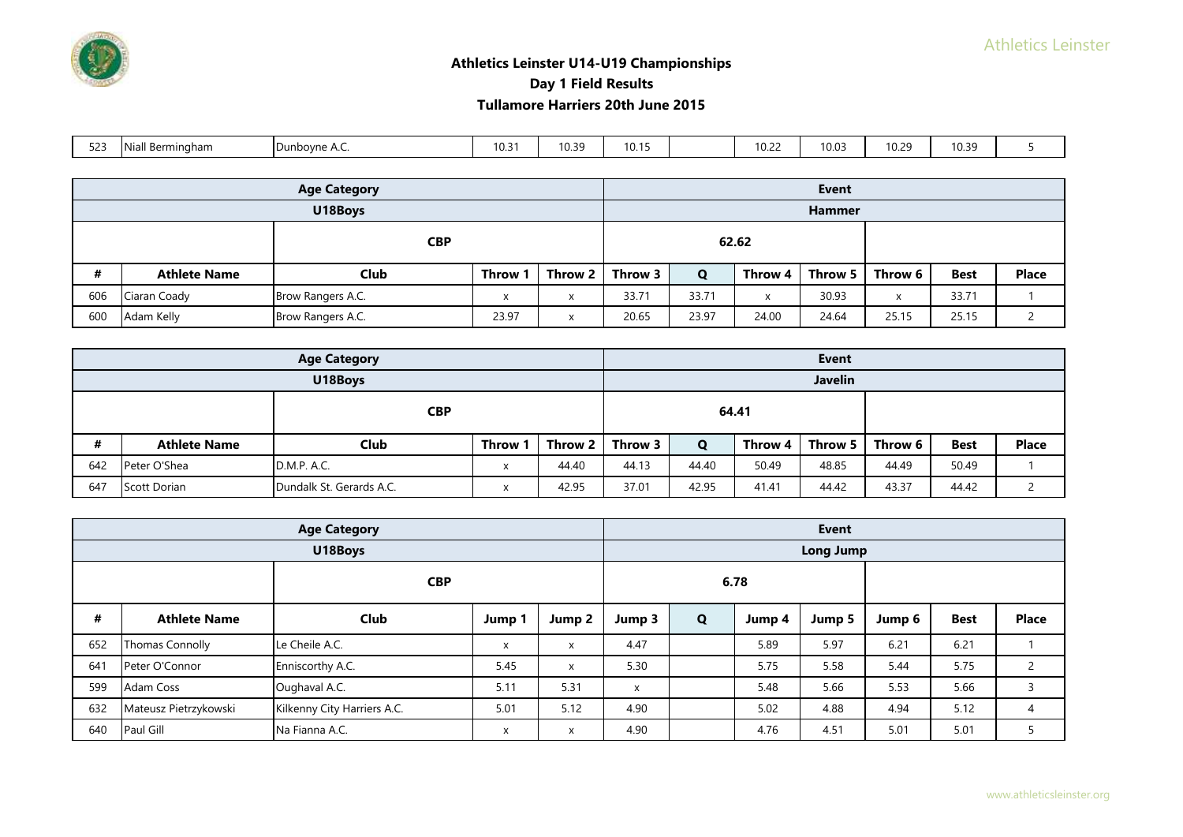# Athletics Leinster U14-U19 Championships

## Day 1 Field Results

## Tullamore Harriers 20th June 2015

| | | | | | | | | | | | |
|---|---|---|---|---|---|---|---|---|---|---|---|
| 523 | Niall Bermingham | Dunboyne A.C. | 10.31 | 10.39 | 10.15 | | 10.22 | 10.03 | 10.29 | 10.39 | 5 |

| Age Category | | | | | Event | | | | | | |
|---|---|---|---|---|---|---|---|---|---|---|---|
| U18Boys | | | | | Hammer | | | | | | |
| | | CBP | | | 62.62 | | | | | | |
| # | Athlete Name | Club | Throw 1 | Throw 2 | Throw 3 | Q | Throw 4 | Throw 5 | Throw 6 | Best | Place |
| 606 | Ciaran Coady | Brow Rangers A.C. | x | x | 33.71 | 33.71 | x | 30.93 | x | 33.71 | 1 |
| 600 | Adam Kelly | Brow Rangers A.C. | 23.97 | x | 20.65 | 23.97 | 24.00 | 24.64 | 25.15 | 25.15 | 2 |

| Age Category | | | | | Event | | | | | | |
|---|---|---|---|---|---|---|---|---|---|---|---|
| U18Boys | | | | | Javelin | | | | | | |
| | | CBP | | | 64.41 | | | | | | |
| # | Athlete Name | Club | Throw 1 | Throw 2 | Throw 3 | Q | Throw 4 | Throw 5 | Throw 6 | Best | Place |
| 642 | Peter O'Shea | D.M.P. A.C. | x | 44.40 | 44.13 | 44.40 | 50.49 | 48.85 | 44.49 | 50.49 | 1 |
| 647 | Scott Dorian | Dundalk St. Gerards A.C. | x | 42.95 | 37.01 | 42.95 | 41.41 | 44.42 | 43.37 | 44.42 | 2 |

| Age Category | | | | | Event | | | | | | |
|---|---|---|---|---|---|---|---|---|---|---|---|
| U18Boys | | | | | Long Jump | | | | | | |
| | | CBP | | | 6.78 | | | | | | |
| # | Athlete Name | Club | Jump 1 | Jump 2 | Jump 3 | Q | Jump 4 | Jump 5 | Jump 6 | Best | Place |
| 652 | Thomas Connolly | Le Cheile A.C. | x | x | 4.47 | | 5.89 | 5.97 | 6.21 | 6.21 | 1 |
| 641 | Peter O'Connor | Enniscorthy A.C. | 5.45 | x | 5.30 | | 5.75 | 5.58 | 5.44 | 5.75 | 2 |
| 599 | Adam Coss | Oughaval A.C. | 5.11 | 5.31 | x | | 5.48 | 5.66 | 5.53 | 5.66 | 3 |
| 632 | Mateusz Pietrzykowski | Kilkenny City Harriers A.C. | 5.01 | 5.12 | 4.90 | | 5.02 | 4.88 | 4.94 | 5.12 | 4 |
| 640 | Paul Gill | Na Fianna A.C. | x | x | 4.90 | | 4.76 | 4.51 | 5.01 | 5.01 | 5 |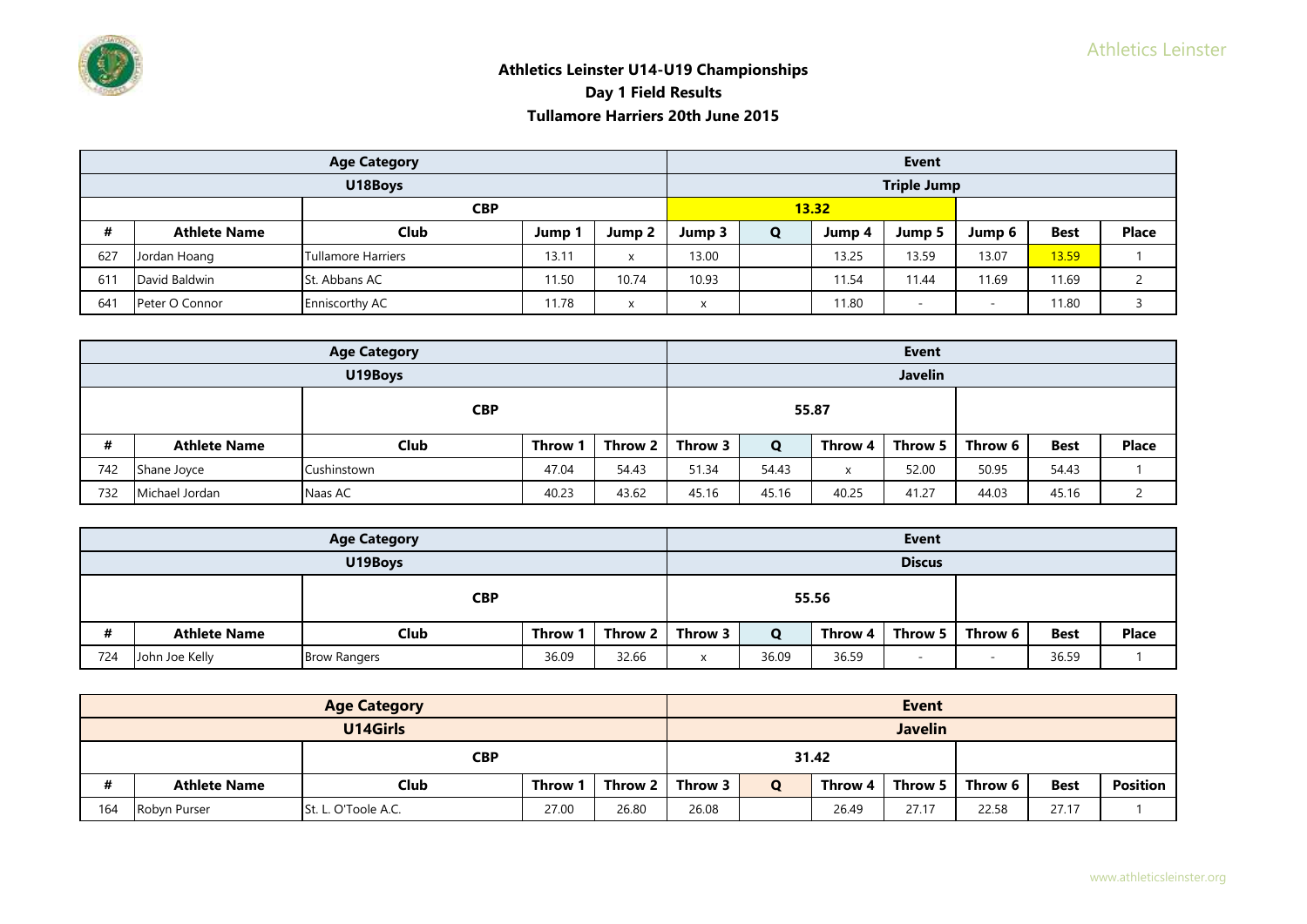**Athletics Leinster U14-U19 Championships**
**Day 1 Field Results**
**Tullamore Harriers 20th June 2015**

| Age Category | | | | | Event | | | | | | |
|---|---|---|---|---|---|---|---|---|---|---|---|
| U18Boys | | | | | Triple Jump | | | | | | |
| | | CBP | | | 13.32 | | | | | | |
| # | Athlete Name | Club | Jump 1 | Jump 2 | Jump 3 | Q | Jump 4 | Jump 5 | Jump 6 | Best | Place |
| 627 | Jordan Hoang | Tullamore Harriers | 13.11 | x | 13.00 | | 13.25 | 13.59 | 13.07 | 13.59 | 1 |
| 611 | David Baldwin | St. Abbans AC | 11.50 | 10.74 | 10.93 | | 11.54 | 11.44 | 11.69 | 11.69 | 2 |
| 641 | Peter O Connor | Enniscorthy AC | 11.78 | x | x | | 11.80 | - | - | 11.80 | 3 |

| Age Category | | | | | Event | | | | | | |
|---|---|---|---|---|---|---|---|---|---|---|---|
| U19Boys | | | | | Javelin | | | | | | |
| | | CBP | | | 55.87 | | | | | | |
| # | Athlete Name | Club | Throw 1 | Throw 2 | Throw 3 | Q | Throw 4 | Throw 5 | Throw 6 | Best | Place |
| 742 | Shane Joyce | Cushinstown | 47.04 | 54.43 | 51.34 | 54.43 | x | 52.00 | 50.95 | 54.43 | 1 |
| 732 | Michael Jordan | Naas AC | 40.23 | 43.62 | 45.16 | 45.16 | 40.25 | 41.27 | 44.03 | 45.16 | 2 |

| Age Category | | | | | Event | | | | | | |
|---|---|---|---|---|---|---|---|---|---|---|---|
| U19Boys | | | | | Discus | | | | | | |
| | | CBP | | | 55.56 | | | | | | |
| # | Athlete Name | Club | Throw 1 | Throw 2 | Throw 3 | Q | Throw 4 | Throw 5 | Throw 6 | Best | Place |
| 724 | John Joe Kelly | Brow Rangers | 36.09 | 32.66 | x | 36.09 | 36.59 | - | - | 36.59 | 1 |

| Age Category | | | | | Event | | | | | | |
|---|---|---|---|---|---|---|---|---|---|---|---|
| U14Girls | | | | | Javelin | | | | | | |
| | | CBP | | | 31.42 | | | | | | |
| # | Athlete Name | Club | Throw 1 | Throw 2 | Throw 3 | Q | Throw 4 | Throw 5 | Throw 6 | Best | Position |
| 164 | Robyn Purser | St. L. O'Toole A.C. | 27.00 | 26.80 | 26.08 | | 26.49 | 27.17 | 22.58 | 27.17 | 1 |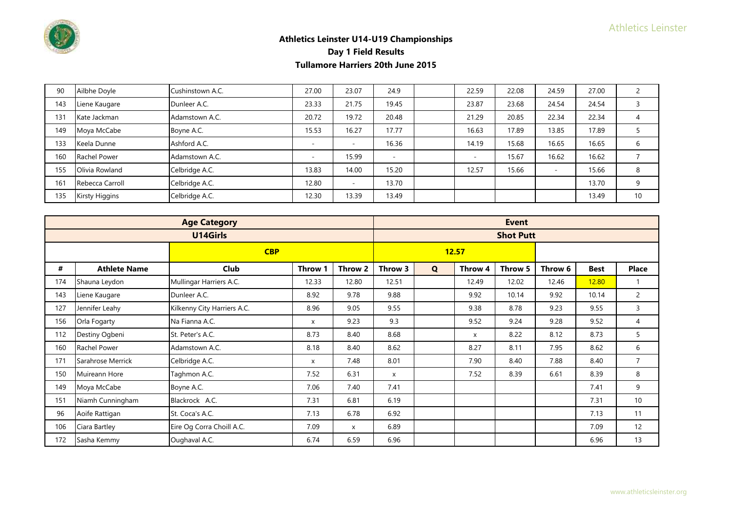### Athletics Leinster U14-U19 Championships
### Day 1 Field Results
### Tullamore Harriers 20th June 2015

| # | Athlete Name | Club | Throw 1 | Throw 2 | Throw 3 | Q | Throw 4 | Throw 5 | Throw 6 | Best | Place |
|---|---|---|---|---|---|---|---|---|---|---|---|
| 90 | Ailbhe Doyle | Cushinstown A.C. | 27.00 | 23.07 | 24.9 | | 22.59 | 22.08 | 24.59 | 27.00 | 2 |
| 143 | Liene Kaugare | Dunleer A.C. | 23.33 | 21.75 | 19.45 | | 23.87 | 23.68 | 24.54 | 24.54 | 3 |
| 131 | Kate Jackman | Adamstown A.C. | 20.72 | 19.72 | 20.48 | | 21.29 | 20.85 | 22.34 | 22.34 | 4 |
| 149 | Moya McCabe | Boyne A.C. | 15.53 | 16.27 | 17.77 | | 16.63 | 17.89 | 13.85 | 17.89 | 5 |
| 133 | Keela Dunne | Ashford A.C. | - | - | 16.36 | | 14.19 | 15.68 | 16.65 | 16.65 | 6 |
| 160 | Rachel Power | Adamstown A.C. | - | 15.99 | - | | - | 15.67 | 16.62 | 16.62 | 7 |
| 155 | Olivia Rowland | Celbridge A.C. | 13.83 | 14.00 | 15.20 | | 12.57 | 15.66 | - | 15.66 | 8 |
| 161 | Rebecca Carroll | Celbridge A.C. | 12.80 | - | 13.70 | | | | | 13.70 | 9 |
| 135 | Kirsty Higgins | Celbridge A.C. | 12.30 | 13.39 | 13.49 | | | | | 13.49 | 10 |

| Age Category | | | | | Event | | | | | |
|---|---|---|---|---|---|---|---|---|---|---|
| U14Girls | | | | | Shot Putt | | | | | |
| | | CBP | | | 12.57 | | | | | |
| # | Athlete Name | Club | Throw 1 | Throw 2 | Throw 3 | Q | Throw 4 | Throw 5 | Throw 6 | Best | Place |
| 174 | Shauna Leydon | Mullingar Harriers A.C. | 12.33 | 12.80 | 12.51 | | 12.49 | 12.02 | 12.46 | 12.80 | 1 |
| 143 | Liene Kaugare | Dunleer A.C. | 8.92 | 9.78 | 9.88 | | 9.92 | 10.14 | 9.92 | 10.14 | 2 |
| 127 | Jennifer Leahy | Kilkenny City Harriers A.C. | 8.96 | 9.05 | 9.55 | | 9.38 | 8.78 | 9.23 | 9.55 | 3 |
| 156 | Orla Fogarty | Na Fianna A.C. | x | 9.23 | 9.3 | | 9.52 | 9.24 | 9.28 | 9.52 | 4 |
| 112 | Destiny Ogbeni | St. Peter's A.C. | 8.73 | 8.40 | 8.68 | | x | 8.22 | 8.12 | 8.73 | 5 |
| 160 | Rachel Power | Adamstown A.C. | 8.18 | 8.40 | 8.62 | | 8.27 | 8.11 | 7.95 | 8.62 | 6 |
| 171 | Sarahrose Merrick | Celbridge A.C. | x | 7.48 | 8.01 | | 7.90 | 8.40 | 7.88 | 8.40 | 7 |
| 150 | Muireann Hore | Taghmon A.C. | 7.52 | 6.31 | x | | 7.52 | 8.39 | 6.61 | 8.39 | 8 |
| 149 | Moya McCabe | Boyne A.C. | 7.06 | 7.40 | 7.41 | | | | | 7.41 | 9 |
| 151 | Niamh Cunningham | Blackrock A.C. | 7.31 | 6.81 | 6.19 | | | | | 7.31 | 10 |
| 96 | Aoife Rattigan | St. Coca's A.C. | 7.13 | 6.78 | 6.92 | | | | | 7.13 | 11 |
| 106 | Ciara Bartley | Eire Og Corra Choill A.C. | 7.09 | x | 6.89 | | | | | 7.09 | 12 |
| 172 | Sasha Kemmy | Oughaval A.C. | 6.74 | 6.59 | 6.96 | | | | | 6.96 | 13 |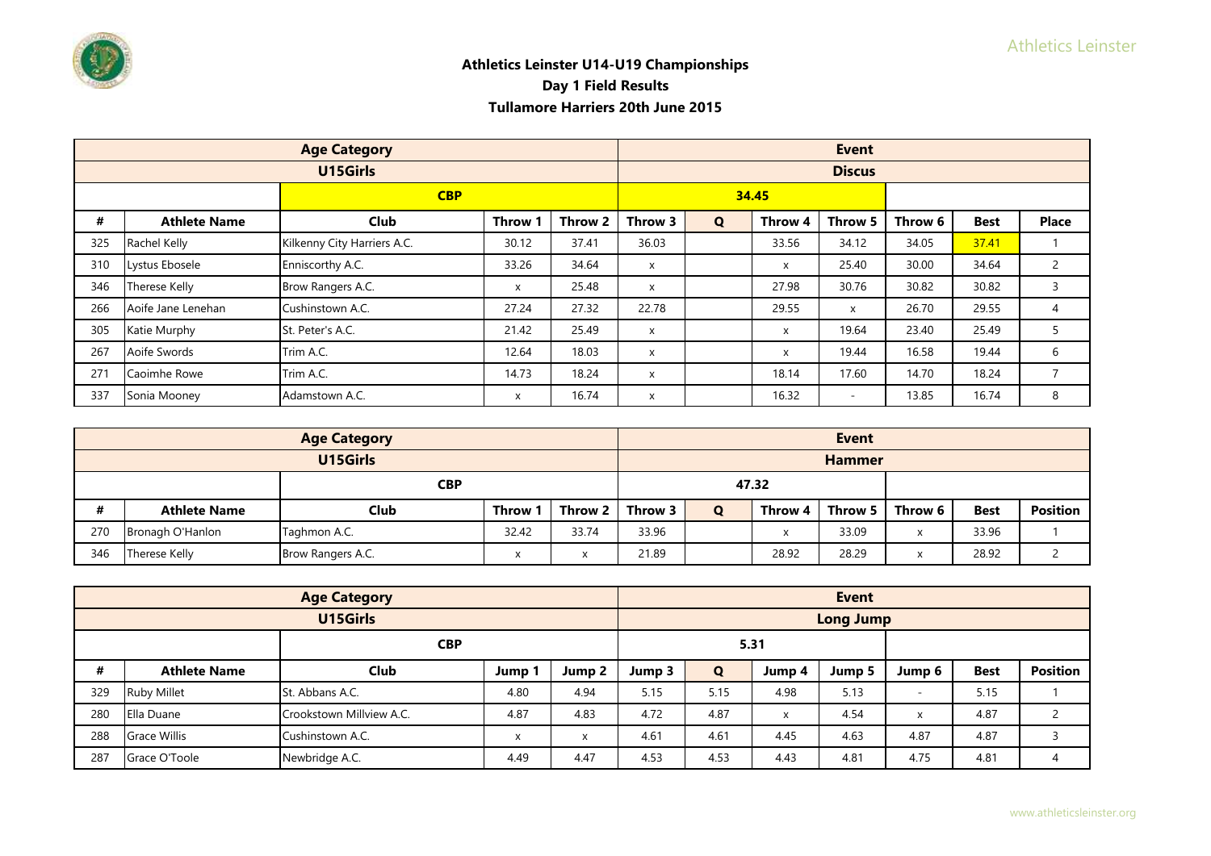**Athletics Leinster U14-U19 Championships**
**Day 1 Field Results**
**Tullamore Harriers 20th June 2015**

| Age Category | | | | | Event | | | | | |
|---|---|---|---|---|---|---|---|---|---|---|
| U15Girls | | | | | Discus | | | | | |
| | | CBP | | | 34.45 | | | | | |
| # | Athlete Name | Club | Throw 1 | Throw 2 | Throw 3 | Q | Throw 4 | Throw 5 | Throw 6 | Best | Place |
| 325 | Rachel Kelly | Kilkenny City Harriers A.C. | 30.12 | 37.41 | 36.03 | | 33.56 | 34.12 | 34.05 | 37.41 | 1 |
| 310 | Lystus Ebosele | Enniscorthy A.C. | 33.26 | 34.64 | x | | x | 25.40 | 30.00 | 34.64 | 2 |
| 346 | Therese Kelly | Brow Rangers A.C. | x | 25.48 | x | | 27.98 | 30.76 | 30.82 | 30.82 | 3 |
| 266 | Aoife Jane Lenehan | Cushinstown A.C. | 27.24 | 27.32 | 22.78 | | 29.55 | x | 26.70 | 29.55 | 4 |
| 305 | Katie Murphy | St. Peter's A.C. | 21.42 | 25.49 | x | | x | 19.64 | 23.40 | 25.49 | 5 |
| 267 | Aoife Swords | Trim A.C. | 12.64 | 18.03 | x | | x | 19.44 | 16.58 | 19.44 | 6 |
| 271 | Caoimhe Rowe | Trim A.C. | 14.73 | 18.24 | x | | 18.14 | 17.60 | 14.70 | 18.24 | 7 |
| 337 | Sonia Mooney | Adamstown A.C. | x | 16.74 | x | | 16.32 | - | 13.85 | 16.74 | 8 |

| Age Category | | | | | Event | | | | | |
|---|---|---|---|---|---|---|---|---|---|---|
| U15Girls | | | | | Hammer | | | | | |
| | | CBP | | | 47.32 | | | | | |
| # | Athlete Name | Club | Throw 1 | Throw 2 | Throw 3 | Q | Throw 4 | Throw 5 | Throw 6 | Best | Position |
| 270 | Bronagh O'Hanlon | Taghmon A.C. | 32.42 | 33.74 | 33.96 | | x | 33.09 | x | 33.96 | 1 |
| 346 | Therese Kelly | Brow Rangers A.C. | x | x | 21.89 | | 28.92 | 28.29 | x | 28.92 | 2 |

| Age Category | | | | | Event | | | | | |
|---|---|---|---|---|---|---|---|---|---|---|
| U15Girls | | | | | Long Jump | | | | | |
| | | CBP | | | 5.31 | | | | | |
| # | Athlete Name | Club | Jump 1 | Jump 2 | Jump 3 | Q | Jump 4 | Jump 5 | Jump 6 | Best | Position |
| 329 | Ruby Millet | St. Abbans A.C. | 4.80 | 4.94 | 5.15 | 5.15 | 4.98 | 5.13 | - | 5.15 | 1 |
| 280 | Ella Duane | Crookstown Millview A.C. | 4.87 | 4.83 | 4.72 | 4.87 | x | 4.54 | x | 4.87 | 2 |
| 288 | Grace Willis | Cushinstown A.C. | x | x | 4.61 | 4.61 | 4.45 | 4.63 | 4.87 | 4.87 | 3 |
| 287 | Grace O'Toole | Newbridge A.C. | 4.49 | 4.47 | 4.53 | 4.53 | 4.43 | 4.81 | 4.75 | 4.81 | 4 |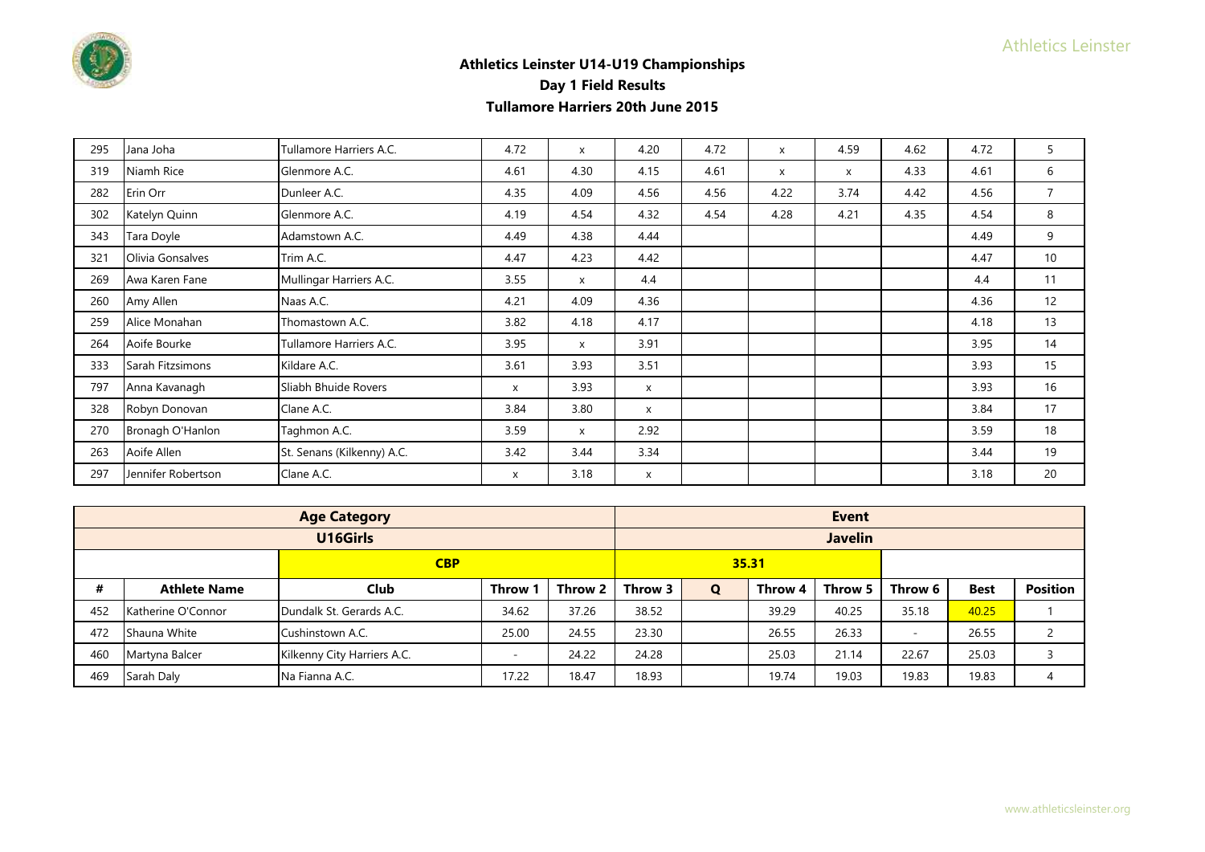## Athletics Leinster U14-U19 Championships
## Day 1 Field Results
## Tullamore Harriers 20th June 2015

| 295 | Jana Joha | Tullamore Harriers A.C. | 4.72 | x | 4.20 | 4.72 | x | 4.59 | 4.62 | 4.72 | 5 |
|---|---|---|---|---|---|---|---|---|---|---|---|
| 319 | Niamh Rice | Glenmore A.C. | 4.61 | 4.30 | 4.15 | 4.61 | x | x | 4.33 | 4.61 | 6 |
| 282 | Erin Orr | Dunleer A.C. | 4.35 | 4.09 | 4.56 | 4.56 | 4.22 | 3.74 | 4.42 | 4.56 | 7 |
| 302 | Katelyn Quinn | Glenmore A.C. | 4.19 | 4.54 | 4.32 | 4.54 | 4.28 | 4.21 | 4.35 | 4.54 | 8 |
| 343 | Tara Doyle | Adamstown A.C. | 4.49 | 4.38 | 4.44 | | | | | 4.49 | 9 |
| 321 | Olivia Gonsalves | Trim A.C. | 4.47 | 4.23 | 4.42 | | | | | 4.47 | 10 |
| 269 | Awa Karen Fane | Mullingar Harriers A.C. | 3.55 | x | 4.4 | | | | | 4.4 | 11 |
| 260 | Amy Allen | Naas A.C. | 4.21 | 4.09 | 4.36 | | | | | 4.36 | 12 |
| 259 | Alice Monahan | Thomastown A.C. | 3.82 | 4.18 | 4.17 | | | | | 4.18 | 13 |
| 264 | Aoife Bourke | Tullamore Harriers A.C. | 3.95 | x | 3.91 | | | | | 3.95 | 14 |
| 333 | Sarah Fitzsimons | Kildare A.C. | 3.61 | 3.93 | 3.51 | | | | | 3.93 | 15 |
| 797 | Anna Kavanagh | Sliabh Bhuide Rovers | x | 3.93 | x | | | | | 3.93 | 16 |
| 328 | Robyn Donovan | Clane A.C. | 3.84 | 3.80 | x | | | | | 3.84 | 17 |
| 270 | Bronagh O'Hanlon | Taghmon A.C. | 3.59 | x | 2.92 | | | | | 3.59 | 18 |
| 263 | Aoife Allen | St. Senans (Kilkenny) A.C. | 3.42 | 3.44 | 3.34 | | | | | 3.44 | 19 |
| 297 | Jennifer Robertson | Clane A.C. | x | 3.18 | x | | | | | 3.18 | 20 |

| Age Category | | | | | Event | | | | | |
|---|---|---|---|---|---|---|---|---|---|---|
| U16Girls | | | | | Javelin | | | | | |
| | | CBP | | | 35.31 | | | | | |
| # | Athlete Name | Club | Throw 1 | Throw 2 | Throw 3 | Q | Throw 4 | Throw 5 | Throw 6 | Best | Position |
| 452 | Katherine O'Connor | Dundalk St. Gerards A.C. | 34.62 | 37.26 | 38.52 | | 39.29 | 40.25 | 35.18 | 40.25 | 1 |
| 472 | Shauna White | Cushinstown A.C. | 25.00 | 24.55 | 23.30 | | 26.55 | 26.33 | - | 26.55 | 2 |
| 460 | Martyna Balcer | Kilkenny City Harriers A.C. | - | 24.22 | 24.28 | | 25.03 | 21.14 | 22.67 | 25.03 | 3 |
| 469 | Sarah Daly | Na Fianna A.C. | 17.22 | 18.47 | 18.93 | | 19.74 | 19.03 | 19.83 | 19.83 | 4 |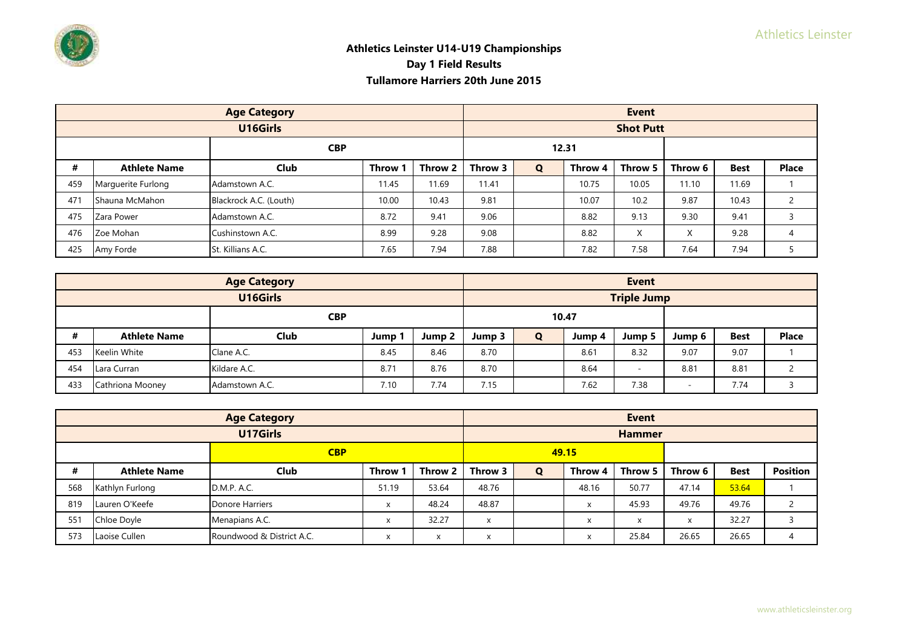### Athletics Leinster U14-U19 Championships
### Day 1 Field Results
### Tullamore Harriers 20th June 2015

| Age Category | | | | | Event | | | | | |
|---|---|---|---|---|---|---|---|---|---|---|
| U16Girls | | | | | Shot Putt | | | | | |
| | | CBP | | | 12.31 | | | | | |
| # | Athlete Name | Club | Throw 1 | Throw 2 | Throw 3 | Q | Throw 4 | Throw 5 | Throw 6 | Best | Place |
| 459 | Marguerite Furlong | Adamstown A.C. | 11.45 | 11.69 | 11.41 | | 10.75 | 10.05 | 11.10 | 11.69 | 1 |
| 471 | Shauna McMahon | Blackrock A.C. (Louth) | 10.00 | 10.43 | 9.81 | | 10.07 | 10.2 | 9.87 | 10.43 | 2 |
| 475 | Zara Power | Adamstown A.C. | 8.72 | 9.41 | 9.06 | | 8.82 | 9.13 | 9.30 | 9.41 | 3 |
| 476 | Zoe Mohan | Cushinstown A.C. | 8.99 | 9.28 | 9.08 | | 8.82 | X | X | 9.28 | 4 |
| 425 | Amy Forde | St. Killians A.C. | 7.65 | 7.94 | 7.88 | | 7.82 | 7.58 | 7.64 | 7.94 | 5 |

| Age Category | | | | | Event | | | | | |
|---|---|---|---|---|---|---|---|---|---|---|
| U16Girls | | | | | Triple Jump | | | | | |
| | | CBP | | | 10.47 | | | | | |
| # | Athlete Name | Club | Jump 1 | Jump 2 | Jump 3 | Q | Jump 4 | Jump 5 | Jump 6 | Best | Place |
| 453 | Keelin White | Clane A.C. | 8.45 | 8.46 | 8.70 | | 8.61 | 8.32 | 9.07 | 9.07 | 1 |
| 454 | Lara Curran | Kildare A.C. | 8.71 | 8.76 | 8.70 | | 8.64 | - | 8.81 | 8.81 | 2 |
| 433 | Cathriona Mooney | Adamstown A.C. | 7.10 | 7.74 | 7.15 | | 7.62 | 7.38 | - | 7.74 | 3 |

| Age Category | | | | | Event | | | | | |
|---|---|---|---|---|---|---|---|---|---|---|
| U17Girls | | | | | Hammer | | | | | |
| | | CBP | | | 49.15 | | | | | |
| # | Athlete Name | Club | Throw 1 | Throw 2 | Throw 3 | Q | Throw 4 | Throw 5 | Throw 6 | Best | Position |
| 568 | Kathlyn Furlong | D.M.P. A.C. | 51.19 | 53.64 | 48.76 | | 48.16 | 50.77 | 47.14 | 53.64 | 1 |
| 819 | Lauren O'Keefe | Donore Harriers | x | 48.24 | 48.87 | | x | 45.93 | 49.76 | 49.76 | 2 |
| 551 | Chloe Doyle | Menapians A.C. | x | 32.27 | x | | x | x | x | 32.27 | 3 |
| 573 | Laoise Cullen | Roundwood & District A.C. | x | x | x | | x | 25.84 | 26.65 | 26.65 | 4 |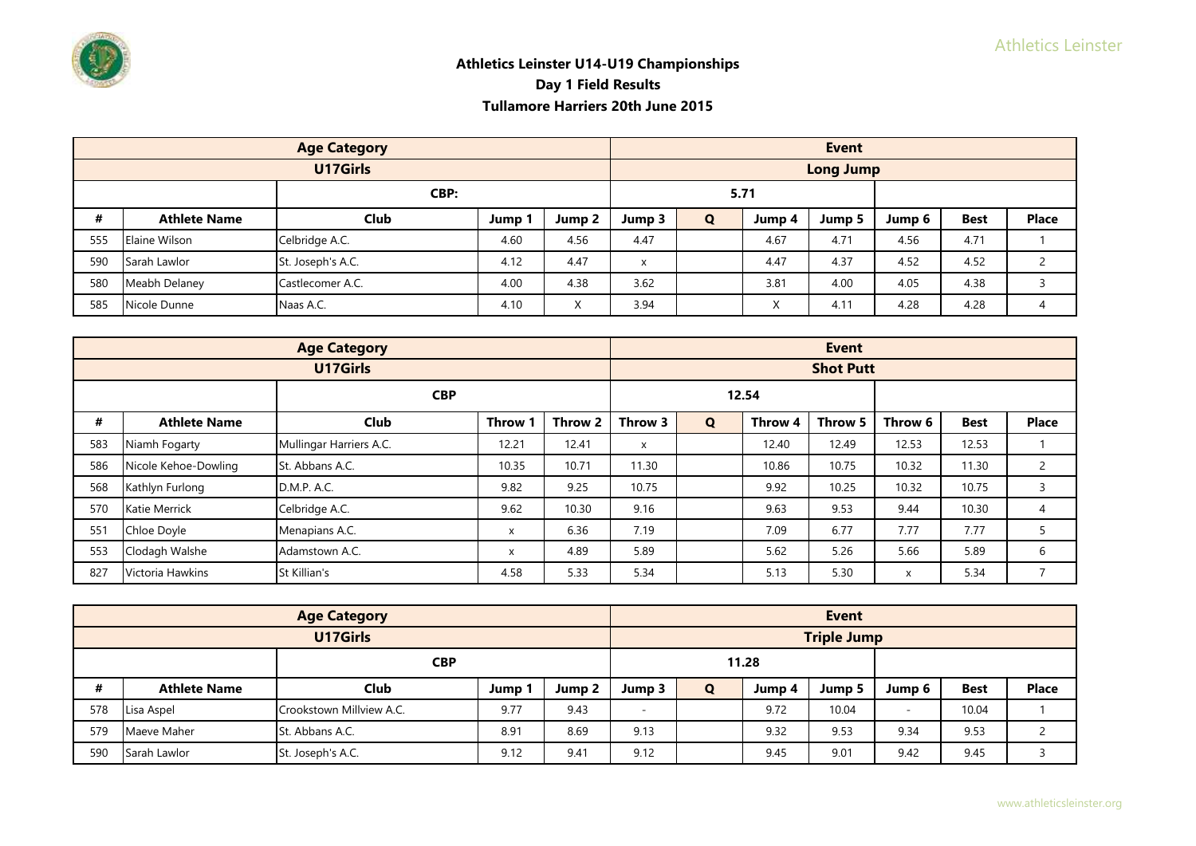### Athletics Leinster U14-U19 Championships
### Day 1 Field Results
### Tullamore Harriers 20th June 2015

| Age Category | | | | | Event | | | | | |
|---|---|---|---|---|---|---|---|---|---|---|
| U17Girls | | | | | Long Jump | | | | | |
| | CBP: | | | | 5.71 | | | | | |
| # | Athlete Name | Club | Jump 1 | Jump 2 | Jump 3 | Q | Jump 4 | Jump 5 | Jump 6 | Best | Place |
| 555 | Elaine Wilson | Celbridge A.C. | 4.60 | 4.56 | 4.47 | | 4.67 | 4.71 | 4.56 | 4.71 | 1 |
| 590 | Sarah Lawlor | St. Joseph's A.C. | 4.12 | 4.47 | x | | 4.47 | 4.37 | 4.52 | 4.52 | 2 |
| 580 | Meabh Delaney | Castlecomer A.C. | 4.00 | 4.38 | 3.62 | | 3.81 | 4.00 | 4.05 | 4.38 | 3 |
| 585 | Nicole Dunne | Naas A.C. | 4.10 | X | 3.94 | | X | 4.11 | 4.28 | 4.28 | 4 |

| Age Category | | | | | Event | | | | | |
|---|---|---|---|---|---|---|---|---|---|---|
| U17Girls | | | | | Shot Putt | | | | | |
| | CBP | | | | 12.54 | | | | | |
| # | Athlete Name | Club | Throw 1 | Throw 2 | Throw 3 | Q | Throw 4 | Throw 5 | Throw 6 | Best | Place |
| 583 | Niamh Fogarty | Mullingar Harriers A.C. | 12.21 | 12.41 | x | | 12.40 | 12.49 | 12.53 | 12.53 | 1 |
| 586 | Nicole Kehoe-Dowling | St. Abbans A.C. | 10.35 | 10.71 | 11.30 | | 10.86 | 10.75 | 10.32 | 11.30 | 2 |
| 568 | Kathlyn Furlong | D.M.P. A.C. | 9.82 | 9.25 | 10.75 | | 9.92 | 10.25 | 10.32 | 10.75 | 3 |
| 570 | Katie Merrick | Celbridge A.C. | 9.62 | 10.30 | 9.16 | | 9.63 | 9.53 | 9.44 | 10.30 | 4 |
| 551 | Chloe Doyle | Menapians A.C. | x | 6.36 | 7.19 | | 7.09 | 6.77 | 7.77 | 7.77 | 5 |
| 553 | Clodagh Walshe | Adamstown A.C. | x | 4.89 | 5.89 | | 5.62 | 5.26 | 5.66 | 5.89 | 6 |
| 827 | Victoria Hawkins | St Killian's | 4.58 | 5.33 | 5.34 | | 5.13 | 5.30 | x | 5.34 | 7 |

| Age Category | | | | | Event | | | | | |
|---|---|---|---|---|---|---|---|---|---|---|
| U17Girls | | | | | Triple Jump | | | | | |
| | CBP | | | | 11.28 | | | | | |
| # | Athlete Name | Club | Jump 1 | Jump 2 | Jump 3 | Q | Jump 4 | Jump 5 | Jump 6 | Best | Place |
| 578 | Lisa Aspel | Crookstown Millview A.C. | 9.77 | 9.43 | - | | 9.72 | 10.04 | - | 10.04 | 1 |
| 579 | Maeve Maher | St. Abbans A.C. | 8.91 | 8.69 | 9.13 | | 9.32 | 9.53 | 9.34 | 9.53 | 2 |
| 590 | Sarah Lawlor | St. Joseph's A.C. | 9.12 | 9.41 | 9.12 | | 9.45 | 9.01 | 9.42 | 9.45 | 3 |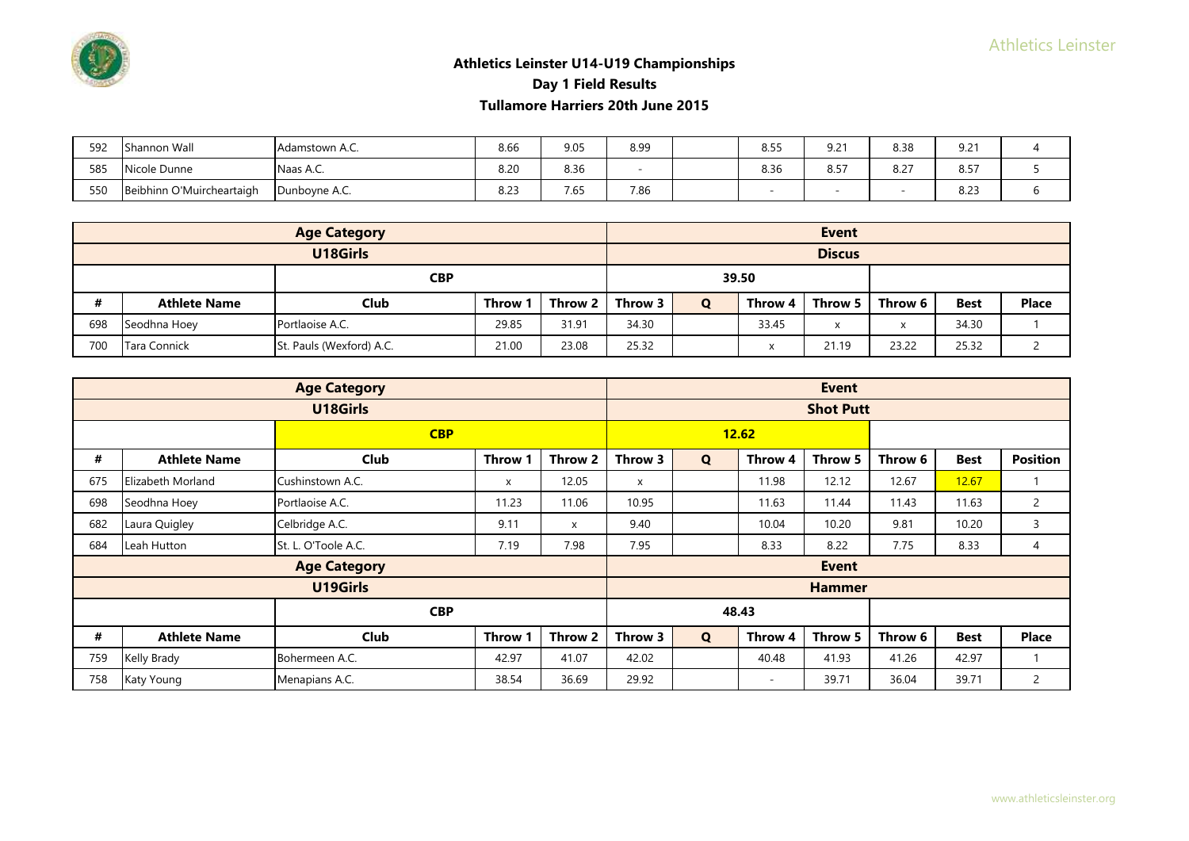## Athletics Leinster U14-U19 Championships
## Day 1 Field Results
## Tullamore Harriers 20th June 2015

| 592 | Shannon Wall | Adamstown A.C. | 8.66 | 9.05 | 8.99 | | 8.55 | 9.21 | 8.38 | 9.21 | 4 |
|---|---|---|---|---|---|---|---|---|---|---|---|
| 585 | Nicole Dunne | Naas A.C. | 8.20 | 8.36 | - | | 8.36 | 8.57 | 8.27 | 8.57 | 5 |
| 550 | Beibhinn O'Muircheartaigh | Dunboyne A.C. | 8.23 | 7.65 | 7.86 | | - | - | - | 8.23 | 6 |

| Age Category | | | | | Event | | | | | |
|---|---|---|---|---|---|---|---|---|---|---|
| U18Girls | | | | | Discus | | | | | |
| | | CBP | | | 39.50 | | | | | |
| # | Athlete Name | Club | Throw 1 | Throw 2 | Throw 3 | Q | Throw 4 | Throw 5 | Throw 6 | Best | Place |
| 698 | Seodhna Hoey | Portlaoise A.C. | 29.85 | 31.91 | 34.30 | | 33.45 | x | x | 34.30 | 1 |
| 700 | Tara Connick | St. Pauls (Wexford) A.C. | 21.00 | 23.08 | 25.32 | | x | 21.19 | 23.22 | 25.32 | 2 |

| Age Category | | | | | Event | | | | | |
|---|---|---|---|---|---|---|---|---|---|---|
| U18Girls | | | | | Shot Putt | | | | | |
| | | CBP | | | 12.62 | | | | | |
| # | Athlete Name | Club | Throw 1 | Throw 2 | Throw 3 | Q | Throw 4 | Throw 5 | Throw 6 | Best | Position |
| 675 | Elizabeth Morland | Cushinstown A.C. | x | 12.05 | x | | 11.98 | 12.12 | 12.67 | 12.67 | 1 |
| 698 | Seodhna Hoey | Portlaoise A.C. | 11.23 | 11.06 | 10.95 | | 11.63 | 11.44 | 11.43 | 11.63 | 2 |
| 682 | Laura Quigley | Celbridge A.C. | 9.11 | x | 9.40 | | 10.04 | 10.20 | 9.81 | 10.20 | 3 |
| 684 | Leah Hutton | St. L. O'Toole A.C. | 7.19 | 7.98 | 7.95 | | 8.33 | 8.22 | 7.75 | 8.33 | 4 |

| Age Category | | | | | Event | | | | | |
|---|---|---|---|---|---|---|---|---|---|---|
| U19Girls | | | | | Hammer | | | | | |
| | | CBP | | | 48.43 | | | | | |
| # | Athlete Name | Club | Throw 1 | Throw 2 | Throw 3 | Q | Throw 4 | Throw 5 | Throw 6 | Best | Place |
| 759 | Kelly Brady | Bohermeen A.C. | 42.97 | 41.07 | 42.02 | | 40.48 | 41.93 | 41.26 | 42.97 | 1 |
| 758 | Katy Young | Menapians A.C. | 38.54 | 36.69 | 29.92 | | - | 39.71 | 36.04 | 39.71 | 2 |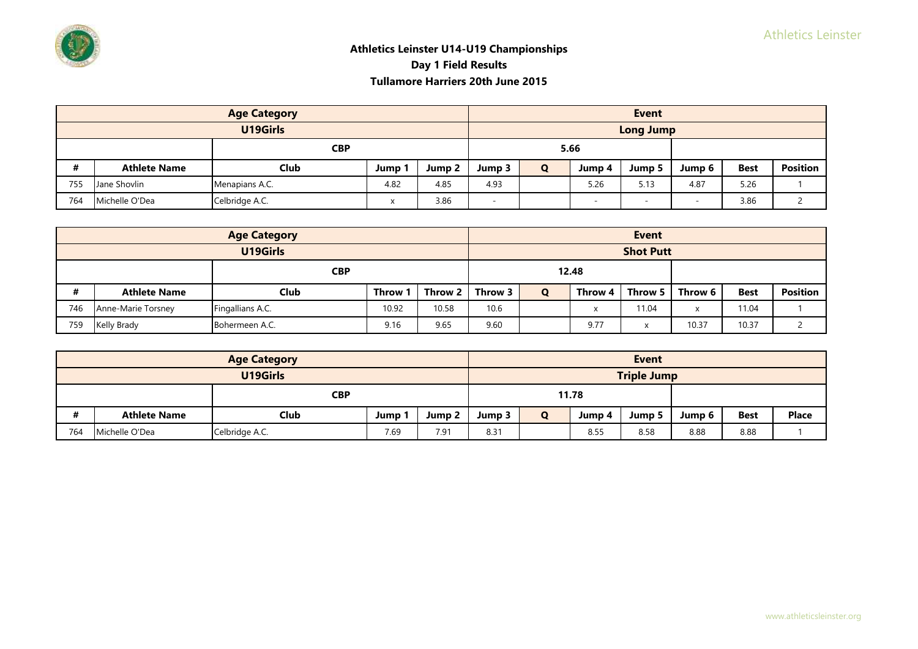**Athletics Leinster U14-U19 Championships**
**Day 1 Field Results**
**Tullamore Harriers 20th June 2015**

| Age Category | | | | | Event | | | | | |
|---|---|---|---|---|---|---|---|---|---|---|
| U19Girls | | | | | Long Jump | | | | | |
| | CBP | | | | 5.66 | | | | | |
| # | Athlete Name | Club | Jump 1 | Jump 2 | Jump 3 | Q | Jump 4 | Jump 5 | Jump 6 | Best | Position |
| 755 | Jane Shovlin | Menapians A.C. | 4.82 | 4.85 | 4.93 | | 5.26 | 5.13 | 4.87 | 5.26 | 1 |
| 764 | Michelle O'Dea | Celbridge A.C. | x | 3.86 | - | | - | - | - | 3.86 | 2 |

| Age Category | | | | | Event | | | | | |
|---|---|---|---|---|---|---|---|---|---|---|
| U19Girls | | | | | Shot Putt | | | | | |
| | CBP | | | | 12.48 | | | | | |
| # | Athlete Name | Club | Throw 1 | Throw 2 | Throw 3 | Q | Throw 4 | Throw 5 | Throw 6 | Best | Position |
| 746 | Anne-Marie Torsney | Fingallians A.C. | 10.92 | 10.58 | 10.6 | | x | 11.04 | x | 11.04 | 1 |
| 759 | Kelly Brady | Bohermeen A.C. | 9.16 | 9.65 | 9.60 | | 9.77 | x | 10.37 | 10.37 | 2 |

| Age Category | | | | | Event | | | | | |
|---|---|---|---|---|---|---|---|---|---|---|
| U19Girls | | | | | Triple Jump | | | | | |
| | CBP | | | | 11.78 | | | | | |
| # | Athlete Name | Club | Jump 1 | Jump 2 | Jump 3 | Q | Jump 4 | Jump 5 | Jump 6 | Best | Place |
| 764 | Michelle O'Dea | Celbridge A.C. | 7.69 | 7.91 | 8.31 | | 8.55 | 8.58 | 8.88 | 8.88 | 1 |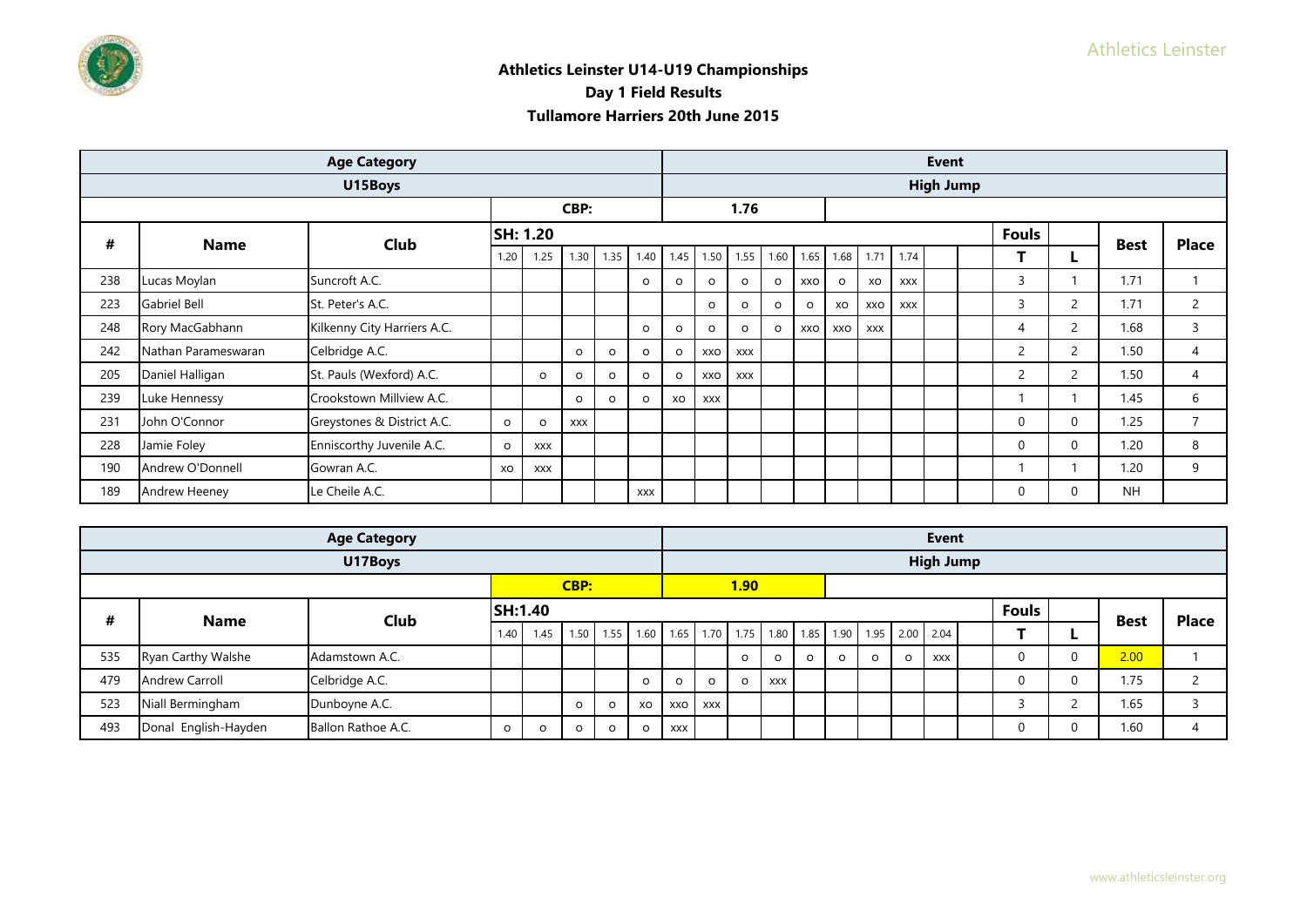## Athletics Leinster U14-U19 Championships
## Day 1 Field Results
## Tullamore Harriers 20th June 2015

| Age Category | | | | | | | | | | | | | | | | | | | | | Event | | | |
|---|---|---|---|---|---|---|---|---|---|---|---|---|---|---|---|---|---|---|---|---|---|---|---|---|
| U15Boys | | | | | | | | | | | | | | | | | | | | | High Jump | | | |
| | | | | | CBP: | | | | | 1.76 | | | | | | | | | | | | | | |
| # | Name | Club | SH: 1.20 | | | | | | | | | | | | | | | | | Fouls | | Best | Place |
| | | | 1.20 | 1.25 | 1.30 | 1.35 | 1.40 | 1.45 | 1.50 | 1.55 | 1.60 | 1.65 | 1.68 | 1.71 | 1.74 | | | | T | L | | |
| 238 | Lucas Moylan | Suncroft A.C. | | | | | o | o | o | o | o | xxo | o | xo | xxx | | | | 3 | 1 | 1.71 | 1 |
| 223 | Gabriel Bell | St. Peter's A.C. | | | | | | | o | o | o | o | xo | xxo | xxx | | | | 3 | 2 | 1.71 | 2 |
| 248 | Rory MacGabhann | Kilkenny City Harriers A.C. | | | | | o | o | o | o | o | xxo | xxo | xxx | | | | | 4 | 2 | 1.68 | 3 |
| 242 | Nathan Parameswaran | Celbridge A.C. | | | o | o | o | o | xxo | xxx | | | | | | | | | 2 | 2 | 1.50 | 4 |
| 205 | Daniel Halligan | St. Pauls (Wexford) A.C. | | o | o | o | o | o | xxo | xxx | | | | | | | | | 2 | 2 | 1.50 | 4 |
| 239 | Luke Hennessy | Crookstown Millview A.C. | | | o | o | o | xo | xxx | | | | | | | | | | 1 | 1 | 1.45 | 6 |
| 231 | John O'Connor | Greystones & District A.C. | o | o | xxx | | | | | | | | | | | | | | 0 | 0 | 1.25 | 7 |
| 228 | Jamie Foley | Enniscorthy Juvenile A.C. | o | xxx | | | | | | | | | | | | | | | 0 | 0 | 1.20 | 8 |
| 190 | Andrew O'Donnell | Gowran A.C. | xo | xxx | | | | | | | | | | | | | | | 1 | 1 | 1.20 | 9 |
| 189 | Andrew Heeney | Le Cheile A.C. | | | | | xxx | | | | | | | | | | | | 0 | 0 | NH | |

| Age Category | | | | | | | | | | | | | | | | | | | | Event | | | |
|---|---|---|---|---|---|---|---|---|---|---|---|---|---|---|---|---|---|---|---|---|---|---|---|
| U17Boys | | | | | | | | | | | | | | | | | | | | High Jump | | | |
| | | | | | CBP: | | | | | 1.90 | | | | | | | | | | | | | |
| # | Name | Club | SH:1.40 | | | | | | | | | | | | | | | | Fouls | | Best | Place |
| | | | 1.40 | 1.45 | 1.50 | 1.55 | 1.60 | 1.65 | 1.70 | 1.75 | 1.80 | 1.85 | 1.90 | 1.95 | 2.00 | 2.04 | | T | L | | |
| 535 | Ryan Carthy Walshe | Adamstown A.C. | | | | | | | | o | o | o | o | o | o | xxx | | 0 | 0 | 2.00 | 1 |
| 479 | Andrew Carroll | Celbridge A.C. | | | | | o | o | o | o | xxx | | | | | | | 0 | 0 | 1.75 | 2 |
| 523 | Niall Bermingham | Dunboyne A.C. | | | o | o | xo | xxo | xxx | | | | | | | | | 3 | 2 | 1.65 | 3 |
| 493 | Donal English-Hayden | Ballon Rathoe A.C. | o | o | o | o | o | xxx | | | | | | | | | | 0 | 0 | 1.60 | 4 |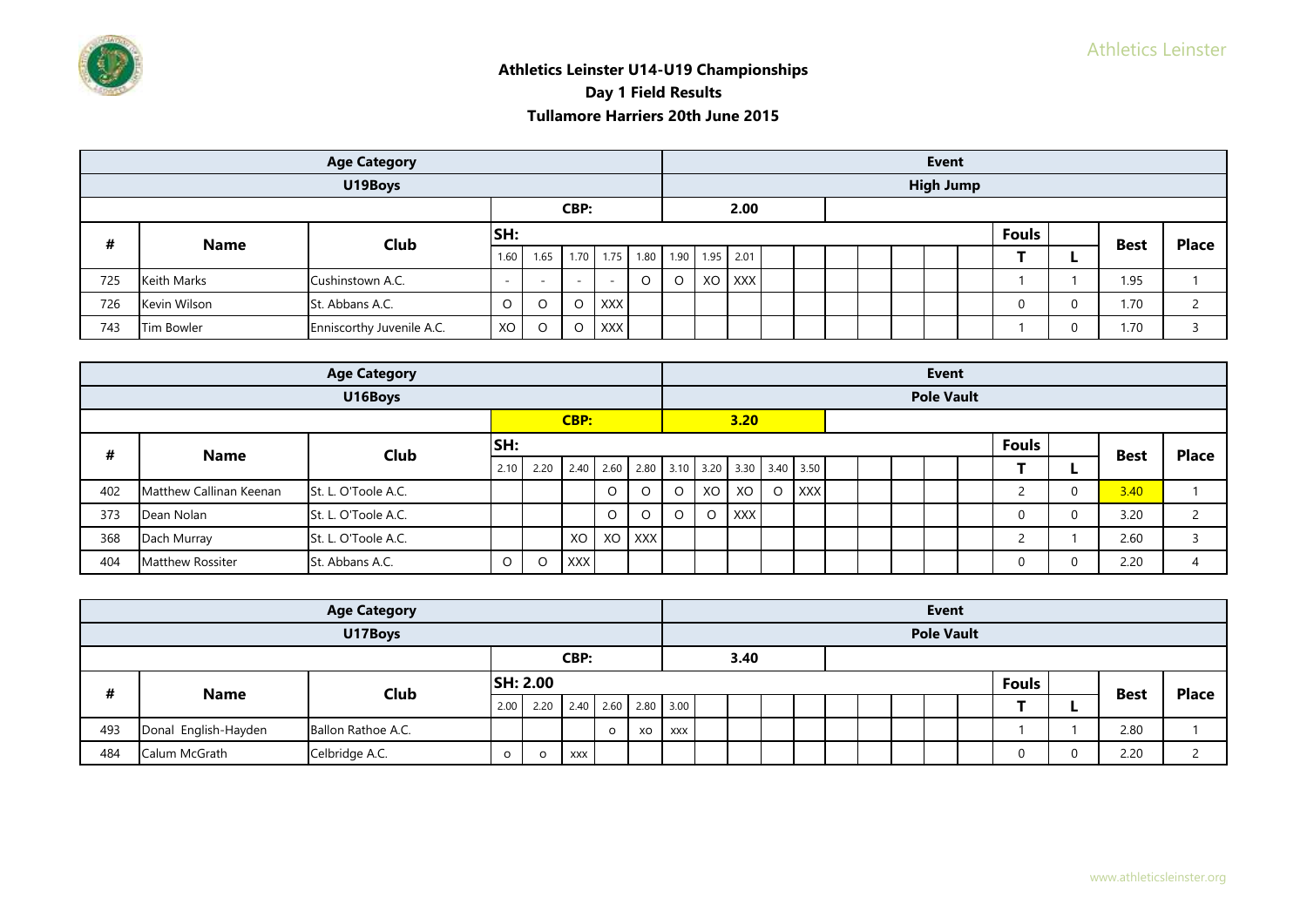## Athletics Leinster U14-U19 Championships
## Day 1 Field Results
## Tullamore Harriers 20th June 2015

| | Age Category | | | | | | | | | | | | | | | | | | | | | | |
|---|---|---|---|---|---|---|---|---|---|---|---|---|---|---|---|---|---|---|---|---|---|---|---|
| | U19Boys | | | | | | | | Event: High Jump | | | | | | | | | | | | | | |
| | | | CBP: | | | | | | 2.00 | | | | | | | | | | | | | | |
| # | Name | Club | SH: 1.60 | 1.65 | 1.70 | 1.75 | 1.80 | 1.90 | 1.95 | 2.01 | | | | | | | | | | Fouls T | L | Best | Place |
| 725 | Keith Marks | Cushinstown A.C. | - | - | - | - | O | O | XO | XXX | | | | | | | | | | 1 | 1 | 1.95 | 1 |
| 726 | Kevin Wilson | St. Abbans A.C. | O | O | O | XXX | | | | | | | | | | | | | | 0 | 0 | 1.70 | 2 |
| 743 | Tim Bowler | Enniscorthy Juvenile A.C. | XO | O | O | XXX | | | | | | | | | | | | | | 1 | 0 | 1.70 | 3 |

| | Age Category | | | | | | | | | | | | | | | | | | | | | | |
|---|---|---|---|---|---|---|---|---|---|---|---|---|---|---|---|---|---|---|---|---|---|---|---|
| | U16Boys | | | | | | | | Event: Pole Vault | | | | | | | | | | | | | | |
| | | | CBP: | | | | | | 3.20 | | | | | | | | | | | | | | |
| # | Name | Club | SH: 2.10 | 2.20 | 2.40 | 2.60 | 2.80 | 3.10 | 3.20 | 3.30 | 3.40 | 3.50 | | | | | | | | Fouls T | L | Best | Place |
| 402 | Matthew Callinan Keenan | St. L. O'Toole A.C. | | | | O | O | O | XO | XO | O | XXX | | | | | | | | 2 | 0 | 3.40 | 1 |
| 373 | Dean Nolan | St. L. O'Toole A.C. | | | | O | O | O | O | XXX | | | | | | | | | | 0 | 0 | 3.20 | 2 |
| 368 | Dach Murray | St. L. O'Toole A.C. | | | XO | XO | XXX | | | | | | | | | | | | | 2 | 1 | 2.60 | 3 |
| 404 | Matthew Rossiter | St. Abbans A.C. | O | O | XXX | | | | | | | | | | | | | | | 0 | 0 | 2.20 | 4 |

| | Age Category | | | | | | | | | | | | | | | | | | | | | | |
|---|---|---|---|---|---|---|---|---|---|---|---|---|---|---|---|---|---|---|---|---|---|---|---|
| | U17Boys | | | | | | | | Event: Pole Vault | | | | | | | | | | | | | | |
| | | | CBP: | | | | | | 3.40 | | | | | | | | | | | | | | |
| # | Name | Club | SH: 2.00 | 2.20 | 2.40 | 2.60 | 2.80 | 3.00 | | | | | | | | | | | | Fouls T | L | Best | Place |
| 493 | Donal English-Hayden | Ballon Rathoe A.C. | | | | O | XO | XXX | | | | | | | | | | | | 1 | 1 | 2.80 | 1 |
| 484 | Calum McGrath | Celbridge A.C. | O | O | XXX | | | | | | | | | | | | | | | 0 | 0 | 2.20 | 2 |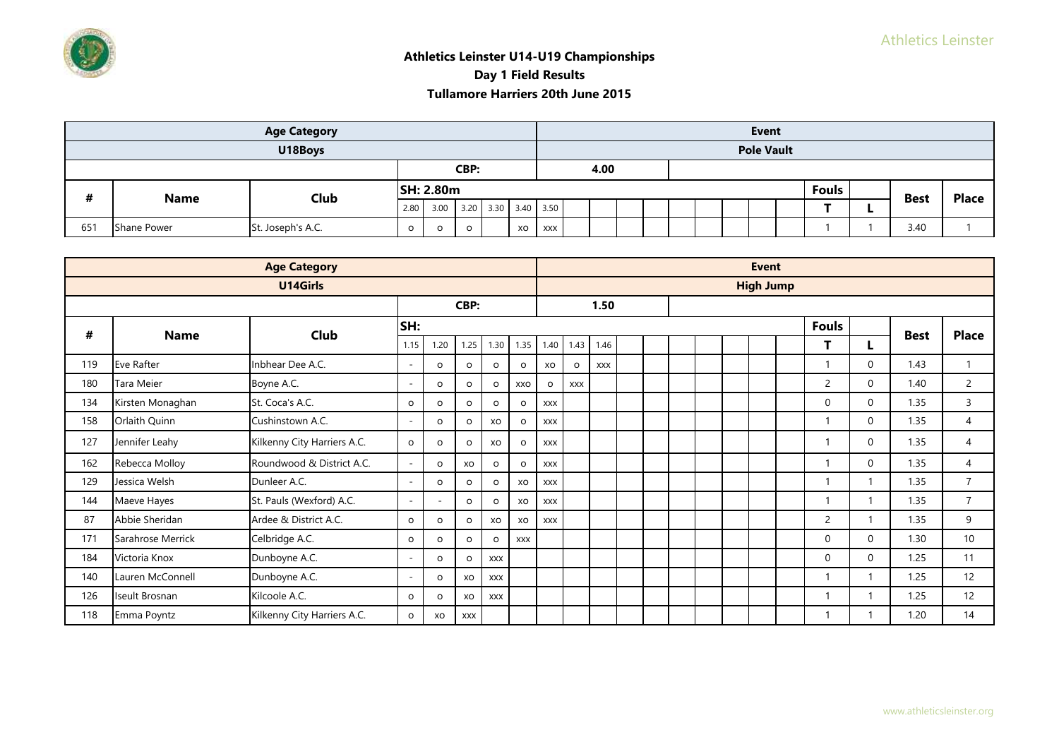## Athletics Leinster U14-U19 Championships
## Day 1 Field Results
## Tullamore Harriers 20th June 2015

| Age Category | | | | | | | | | Event | | | | | | | | | | | | | | | | | |
|---|---|---|---|---|---|---|---|---|---|---|---|---|---|---|---|---|---|---|---|---|---|---|---|---|---|---|
| U18Boys | | | | | | | | | Pole Vault | | | | | | | | | | | | | | | | | |
| | | | CBP: | | | | | | 4.00 | | | | | | | | | | | | | | | | | |
| # | Name | Club | SH: 2.80m | | | | | | | | | | | | | | | | | | | Fouls | | Best | Place |
| | | | 2.80 | 3.00 | 3.20 | 3.30 | 3.40 | 3.50 | | | | | | | | | | | | | | T | L | | |
| 651 | Shane Power | St. Joseph's A.C. | o | o | o | | xo | xxx | | | | | | | | | | | | | | 1 | 1 | 3.40 | 1 |

| Age Category | | | | | | | | | Event | | | | | | | | | | | | | | | | | |
|---|---|---|---|---|---|---|---|---|---|---|---|---|---|---|---|---|---|---|---|---|---|---|---|---|---|---|
| U14Girls | | | | | | | | | High Jump | | | | | | | | | | | | | | | | | |
| | | | CBP: | | | | | | 1.50 | | | | | | | | | | | | | | | | | |
| # | Name | Club | SH: | | | | | | | | | | | | | | | | | | | Fouls | | Best | Place |
| | | | 1.15 | 1.20 | 1.25 | 1.30 | 1.35 | 1.40 | 1.43 | 1.46 | | | | | | | | | | | | T | L | | |
| 119 | Eve Rafter | Inbhear Dee A.C. | - | o | o | o | o | xo | o | xxx | | | | | | | | | | | | 1 | 0 | 1.43 | 1 |
| 180 | Tara Meier | Boyne A.C. | - | o | o | o | xxo | o | xxx | | | | | | | | | | | | | 2 | 0 | 1.40 | 2 |
| 134 | Kirsten Monaghan | St. Coca's A.C. | o | o | o | o | o | xxx | | | | | | | | | | | | | | 0 | 0 | 1.35 | 3 |
| 158 | Orlaith Quinn | Cushinstown A.C. | - | o | o | xo | o | xxx | | | | | | | | | | | | | | 1 | 0 | 1.35 | 4 |
| 127 | Jennifer Leahy | Kilkenny City Harriers A.C. | o | o | o | xo | o | xxx | | | | | | | | | | | | | | 1 | 0 | 1.35 | 4 |
| 162 | Rebecca Molloy | Roundwood & District A.C. | - | o | xo | o | o | xxx | | | | | | | | | | | | | | 1 | 0 | 1.35 | 4 |
| 129 | Jessica Welsh | Dunleer A.C. | - | o | o | o | xo | xxx | | | | | | | | | | | | | | 1 | 1 | 1.35 | 7 |
| 144 | Maeve Hayes | St. Pauls (Wexford) A.C. | - | - | o | o | xo | xxx | | | | | | | | | | | | | | 1 | 1 | 1.35 | 7 |
| 87 | Abbie Sheridan | Ardee & District A.C. | o | o | o | xo | xo | xxx | | | | | | | | | | | | | | 2 | 1 | 1.35 | 9 |
| 171 | Sarahrose Merrick | Celbridge A.C. | o | o | o | o | xxx | | | | | | | | | | | | | | | 0 | 0 | 1.30 | 10 |
| 184 | Victoria Knox | Dunboyne A.C. | - | o | o | xxx | | | | | | | | | | | | | | | | 0 | 0 | 1.25 | 11 |
| 140 | Lauren McConnell | Dunboyne A.C. | - | o | xo | xxx | | | | | | | | | | | | | | | | 1 | 1 | 1.25 | 12 |
| 126 | Iseult Brosnan | Kilcoole A.C. | o | o | xo | xxx | | | | | | | | | | | | | | | | 1 | 1 | 1.25 | 12 |
| 118 | Emma Poyntz | Kilkenny City Harriers A.C. | o | xo | xxx | | | | | | | | | | | | | | | | | 1 | 1 | 1.20 | 14 |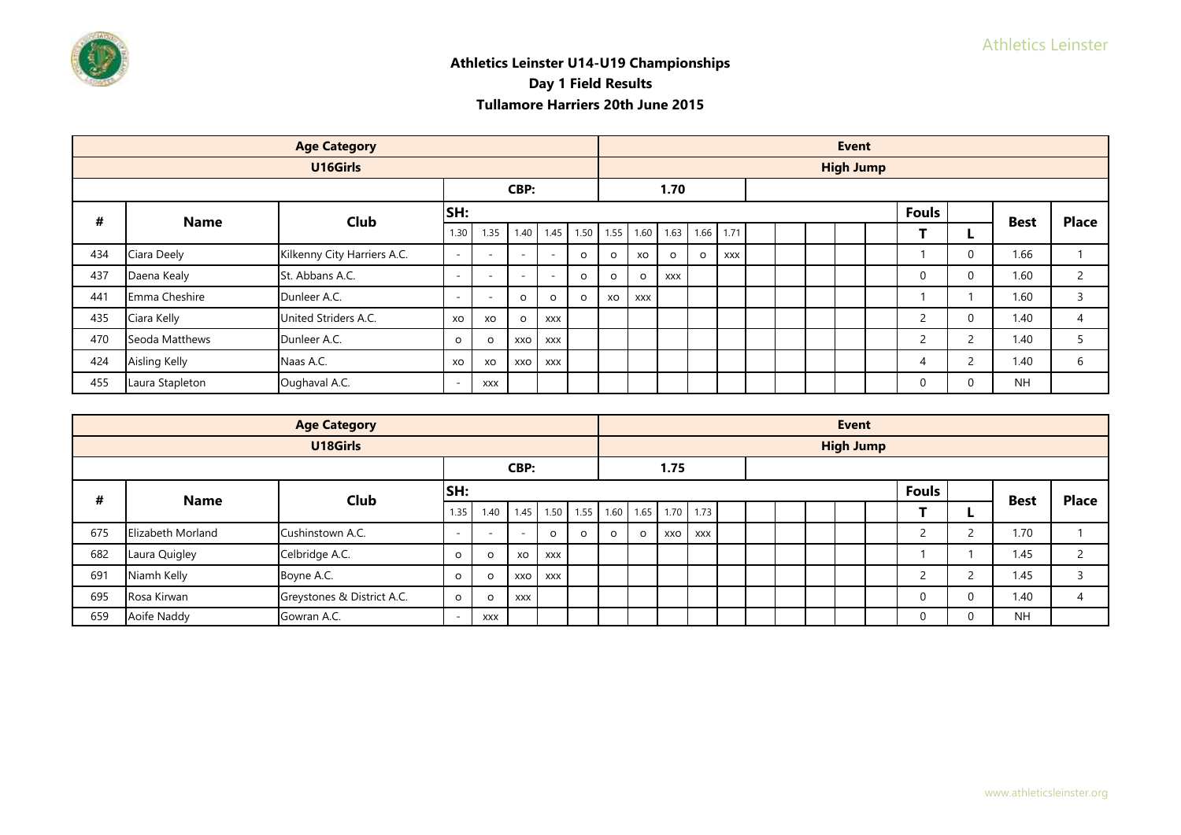## Athletics Leinster U14-U19 Championships

**Day 1 Field Results**

**Tullamore Harriers 20th June 2015**

| Age Category | | | | | | | | | Event | | | | | | | | | | | | | | |
|---|---|---|---|---|---|---|---|---|---|---|---|---|---|---|---|---|---|---|---|---|---|---|---|
| U16Girls | | | | | | | | | High Jump | | | | | | | | | | | | | | |
| | | | CBP: | | | | | | 1.70 | | | | | | | | | | | | | | |
| # | Name | Club | SH: 1.30 | 1.35 | 1.40 | 1.45 | 1.50 | 1.55 | 1.60 | 1.63 | 1.66 | 1.71 | | | | | | | Fouls T | L | Best | Place |
| 434 | Ciara Deely | Kilkenny City Harriers A.C. | - | - | - | - | o | o | xo | o | o | xxx | | | | | | | 1 | 0 | 1.66 | 1 |
| 437 | Daena Kealy | St. Abbans A.C. | - | - | - | - | o | o | o | xxx | | | | | | | | | 0 | 0 | 1.60 | 2 |
| 441 | Emma Cheshire | Dunleer A.C. | - | - | o | o | o | xo | xxx | | | | | | | | | | 1 | 1 | 1.60 | 3 |
| 435 | Ciara Kelly | United Striders A.C. | xo | xo | o | xxx | | | | | | | | | | | | | 2 | 0 | 1.40 | 4 |
| 470 | Seoda Matthews | Dunleer A.C. | o | o | xxo | xxx | | | | | | | | | | | | | 2 | 2 | 1.40 | 5 |
| 424 | Aisling Kelly | Naas A.C. | xo | xo | xxo | xxx | | | | | | | | | | | | | 4 | 2 | 1.40 | 6 |
| 455 | Laura Stapleton | Oughaval A.C. | - | xxx | | | | | | | | | | | | | | | 0 | 0 | NH | |

| Age Category | | | | | | | | | Event | | | | | | | | | | | | | | |
|---|---|---|---|---|---|---|---|---|---|---|---|---|---|---|---|---|---|---|---|---|---|---|---|
| U18Girls | | | | | | | | | High Jump | | | | | | | | | | | | | | |
| | | | CBP: | | | | | | 1.75 | | | | | | | | | | | | | | |
| # | Name | Club | SH: 1.35 | 1.40 | 1.45 | 1.50 | 1.55 | 1.60 | 1.65 | 1.70 | 1.73 | | | | | | | | Fouls T | L | Best | Place |
| 675 | Elizabeth Morland | Cushinstown A.C. | - | - | - | o | o | o | o | xxo | xxx | | | | | | | | 2 | 2 | 1.70 | 1 |
| 682 | Laura Quigley | Celbridge A.C. | o | o | xo | xxx | | | | | | | | | | | | | 1 | 1 | 1.45 | 2 |
| 691 | Niamh Kelly | Boyne A.C. | o | o | xxo | xxx | | | | | | | | | | | | | 2 | 2 | 1.45 | 3 |
| 695 | Rosa Kirwan | Greystones & District A.C. | o | o | xxx | | | | | | | | | | | | | | 0 | 0 | 1.40 | 4 |
| 659 | Aoife Naddy | Gowran A.C. | - | xxx | | | | | | | | | | | | | | | 0 | 0 | NH | |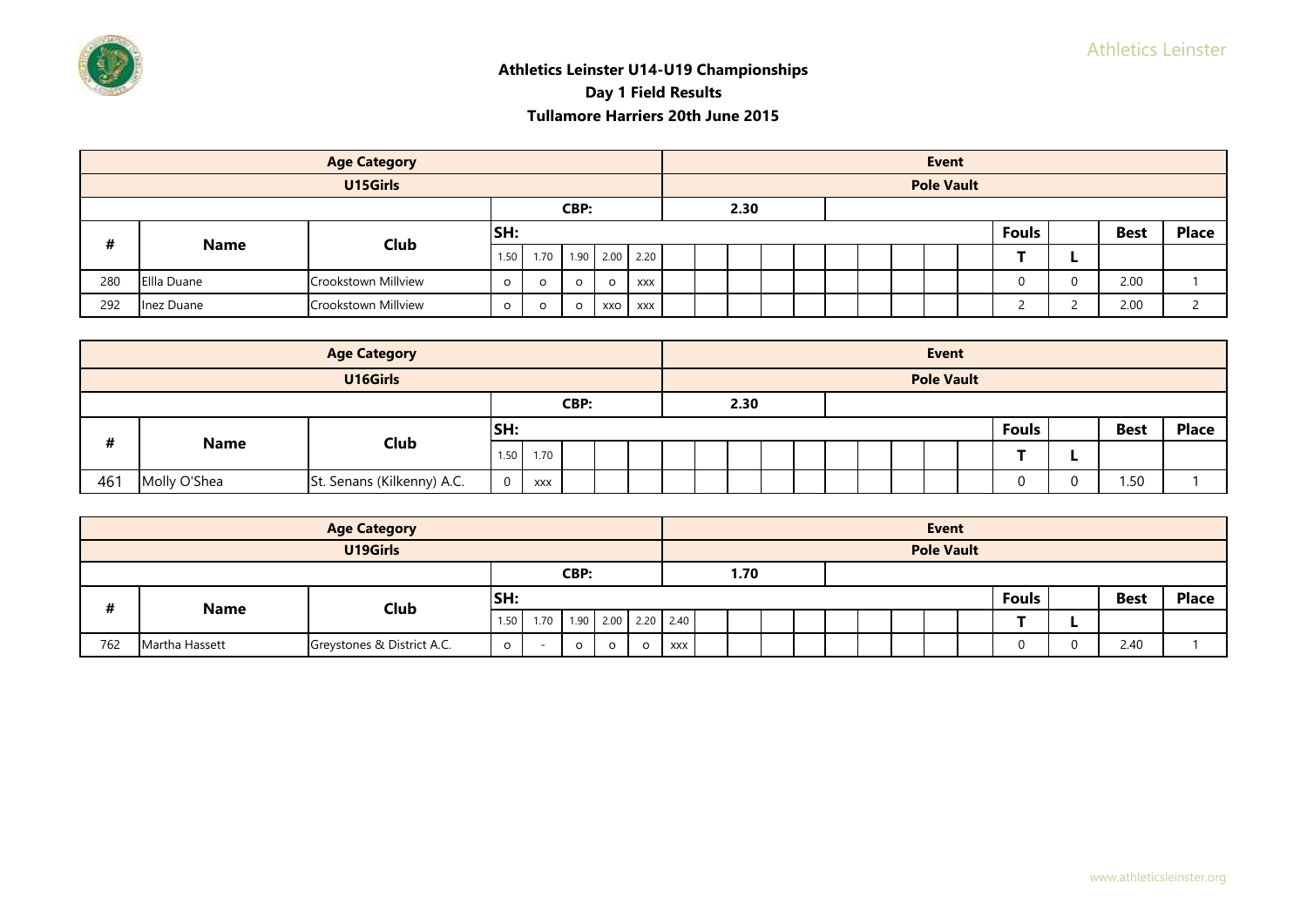# Athletics Leinster U14-U19 Championships

## Day 1 Field Results

## Tullamore Harriers 20th June 2015

| | | Age Category | | | | | | | | | | | | | | | | | | | Event | | | |
|---|---|---|---|---|---|---|---|---|---|---|---|---|---|---|---|---|---|---|---|---|---|---|---|---|
| | | U15Girls | | | | | | | | | | | | | | | | | | | Pole Vault | | | |
| | | | CBP: | | | | | 2.30 | | | | | | | | | | | | | | | | |
| # | Name | Club | SH: 1.50 | 1.70 | 1.90 | 2.00 | 2.20 | | | | | | | | | | | | | | Fouls T | L | Best | Place |
| 280 | Ellla Duane | Crookstown Millview | o | o | o | o | xxx | | | | | | | | | | | | | | 0 | 0 | 2.00 | 1 |
| 292 | Inez Duane | Crookstown Millview | o | o | o | xxo | xxx | | | | | | | | | | | | | | 2 | 2 | 2.00 | 2 |

| | | Age Category | | | | | | | | | | | | | | | | | | | Event | | | |
|---|---|---|---|---|---|---|---|---|---|---|---|---|---|---|---|---|---|---|---|---|---|---|---|---|
| | | U16Girls | | | | | | | | | | | | | | | | | | | Pole Vault | | | |
| | | | CBP: | | | | | 2.30 | | | | | | | | | | | | | | | | |
| # | Name | Club | SH: 1.50 | 1.70 | | | | | | | | | | | | | | | | | Fouls T | L | Best | Place |
| 461 | Molly O'Shea | St. Senans (Kilkenny) A.C. | 0 | xxx | | | | | | | | | | | | | | | | | 0 | 0 | 1.50 | 1 |

| | | Age Category | | | | | | | | | | | | | | | | | | | Event | | | |
|---|---|---|---|---|---|---|---|---|---|---|---|---|---|---|---|---|---|---|---|---|---|---|---|---|
| | | U19Girls | | | | | | | | | | | | | | | | | | | Pole Vault | | | |
| | | | CBP: | | | | | 1.70 | | | | | | | | | | | | | | | | |
| # | Name | Club | SH: 1.50 | 1.70 | 1.90 | 2.00 | 2.20 | 2.40 | | | | | | | | | | | | | Fouls T | L | Best | Place |
| 762 | Martha Hassett | Greystones & District A.C. | o | - | o | o | o | xxx | | | | | | | | | | | | | 0 | 0 | 2.40 | 1 |